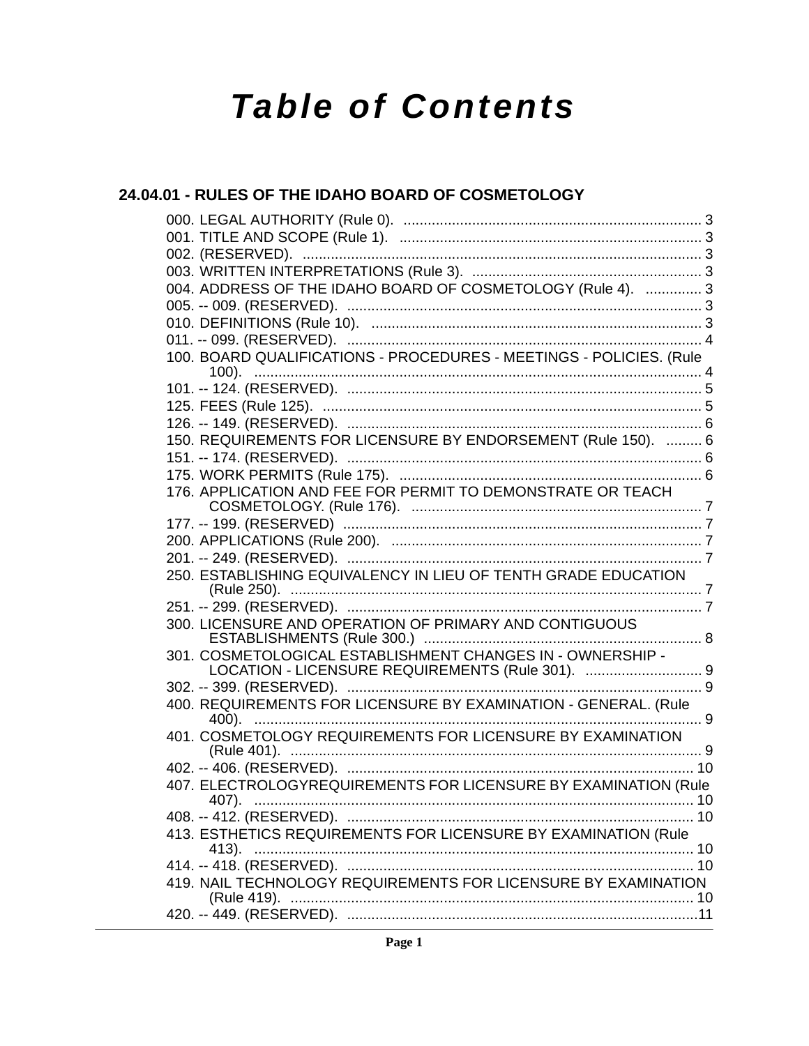# Table of Contents

## 24.04.01 - RULES OF THE IDAHO BOARD OF COSMETOLOGY

000. LEGAL AUTHORITY (Rule 0). .......................................................................... 3
001. TITLE AND SCOPE (Rule 1). .......................................................................... 3
002. (RESERVED). .................................................................................................. 3
003. WRITTEN INTERPRETATIONS (Rule 3). ......................................................... 3
004. ADDRESS OF THE IDAHO BOARD OF COSMETOLOGY (Rule 4). .............. 3
005. -- 009. (RESERVED). ........................................................................................ 3
010. DEFINITIONS (Rule 10). .................................................................................. 3
011. -- 099. (RESERVED). ........................................................................................ 4
100. BOARD QUALIFICATIONS - PROCEDURES - MEETINGS - POLICIES. (Rule 100). ............................................................................................................... 4
101. -- 124. (RESERVED). ........................................................................................ 5
125. FEES (Rule 125). ............................................................................................... 5
126. -- 149. (RESERVED). ........................................................................................ 6
150. REQUIREMENTS FOR LICENSURE BY ENDORSEMENT (Rule 150). ......... 6
151. -- 174. (RESERVED). ........................................................................................ 6
175. WORK PERMITS (Rule 175). ........................................................................... 6
176. APPLICATION AND FEE FOR PERMIT TO DEMONSTRATE OR TEACH COSMETOLOGY. (Rule 176). ........................................................................ 7
177. -- 199. (RESERVED) ......................................................................................... 7
200. APPLICATIONS (Rule 200). ............................................................................. 7
201. -- 249. (RESERVED). ........................................................................................ 7
250. ESTABLISHING EQUIVALENCY IN LIEU OF TENTH GRADE EDUCATION (Rule 250). ...................................................................................................... 7
251. -- 299. (RESERVED). ........................................................................................ 7
300. LICENSURE AND OPERATION OF PRIMARY AND CONTIGUOUS ESTABLISHMENTS (Rule 300.) ..................................................................... 8
301. COSMETOLOGICAL ESTABLISHMENT CHANGES IN - OWNERSHIP - LOCATION - LICENSURE REQUIREMENTS (Rule 301). ............................. 9
302. -- 399. (RESERVED). ........................................................................................ 9
400. REQUIREMENTS FOR LICENSURE BY EXAMINATION - GENERAL. (Rule 400). ............................................................................................................... 9
401. COSMETOLOGY REQUIREMENTS FOR LICENSURE BY EXAMINATION (Rule 401). ...................................................................................................... 9
402. -- 406. (RESERVED). ...................................................................................... 10
407. ELECTROLOGYREQUIREMENTS FOR LICENSURE BY EXAMINATION (Rule 407). ............................................................................................................. 10
408. -- 412. (RESERVED). ...................................................................................... 10
413. ESTHETICS REQUIREMENTS FOR LICENSURE BY EXAMINATION (Rule 413). ............................................................................................................. 10
414. -- 418. (RESERVED). ...................................................................................... 10
419. NAIL TECHNOLOGY REQUIREMENTS FOR LICENSURE BY EXAMINATION (Rule 419). .................................................................................................... 10
420. -- 449. (RESERVED). .......................................................................................11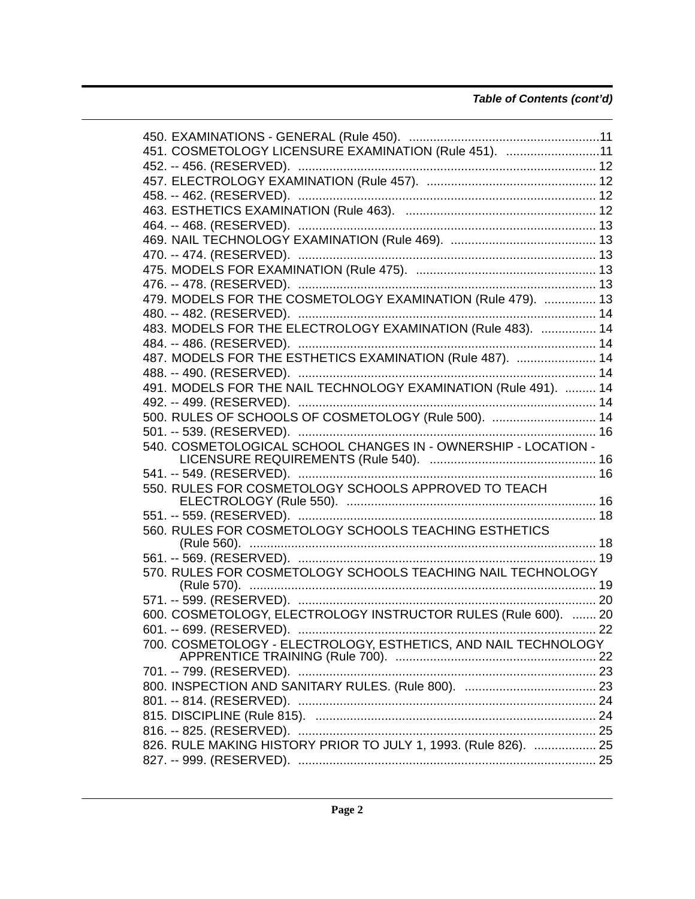*Table of Contents (cont'd)*

450. EXAMINATIONS - GENERAL (Rule 450). .......................................................11
451. COSMETOLOGY LICENSURE EXAMINATION (Rule 451). ...........................11
452. -- 456. (RESERVED). ..................................................................................... 12
457. ELECTROLOGY EXAMINATION (Rule 457). ................................................. 12
458. -- 462. (RESERVED). ..................................................................................... 12
463. ESTHETICS EXAMINATION (Rule 463). ...................................................... 12
464. -- 468. (RESERVED). ..................................................................................... 13
469. NAIL TECHNOLOGY EXAMINATION (Rule 469). .......................................... 13
470. -- 474. (RESERVED). ..................................................................................... 13
475. MODELS FOR EXAMINATION (Rule 475). ................................................... 13
476. -- 478. (RESERVED). ..................................................................................... 13
479. MODELS FOR THE COSMETOLOGY EXAMINATION (Rule 479). ............... 13
480. -- 482. (RESERVED). ..................................................................................... 14
483. MODELS FOR THE ELECTROLOGY EXAMINATION (Rule 483). ................ 14
484. -- 486. (RESERVED). ..................................................................................... 14
487. MODELS FOR THE ESTHETICS EXAMINATION (Rule 487). ....................... 14
488. -- 490. (RESERVED). ..................................................................................... 14
491. MODELS FOR THE NAIL TECHNOLOGY EXAMINATION (Rule 491). ......... 14
492. -- 499. (RESERVED). ..................................................................................... 14
500. RULES OF SCHOOLS OF COSMETOLOGY (Rule 500). .............................. 14
501. -- 539. (RESERVED). ..................................................................................... 16
540. COSMETOLOGICAL SCHOOL CHANGES IN - OWNERSHIP - LOCATION - LICENSURE REQUIREMENTS (Rule 540). ................................................ 16
541. -- 549. (RESERVED). ..................................................................................... 16
550. RULES FOR COSMETOLOGY SCHOOLS APPROVED TO TEACH ELECTROLOGY (Rule 550). ........................................................................ 16
551. -- 559. (RESERVED). ..................................................................................... 18
560. RULES FOR COSMETOLOGY SCHOOLS TEACHING ESTHETICS (Rule 560). .................................................................................................... 18
561. -- 569. (RESERVED). ..................................................................................... 19
570. RULES FOR COSMETOLOGY SCHOOLS TEACHING NAIL TECHNOLOGY (Rule 570). .................................................................................................... 19
571. -- 599. (RESERVED). ..................................................................................... 20
600. COSMETOLOGY, ELECTROLOGY INSTRUCTOR RULES (Rule 600). ....... 20
601. -- 699. (RESERVED). ..................................................................................... 22
700. COSMETOLOGY - ELECTROLOGY, ESTHETICS, AND NAIL TECHNOLOGY APPRENTICE TRAINING (Rule 700). .......................................................... 22
701. -- 799. (RESERVED). ..................................................................................... 23
800. INSPECTION AND SANITARY RULES. (Rule 800). ...................................... 23
801. -- 814. (RESERVED). ..................................................................................... 24
815. DISCIPLINE (Rule 815). ................................................................................. 24
816. -- 825. (RESERVED). ..................................................................................... 25
826. RULE MAKING HISTORY PRIOR TO JULY 1, 1993. (Rule 826). .................. 25
827. -- 999. (RESERVED). ..................................................................................... 25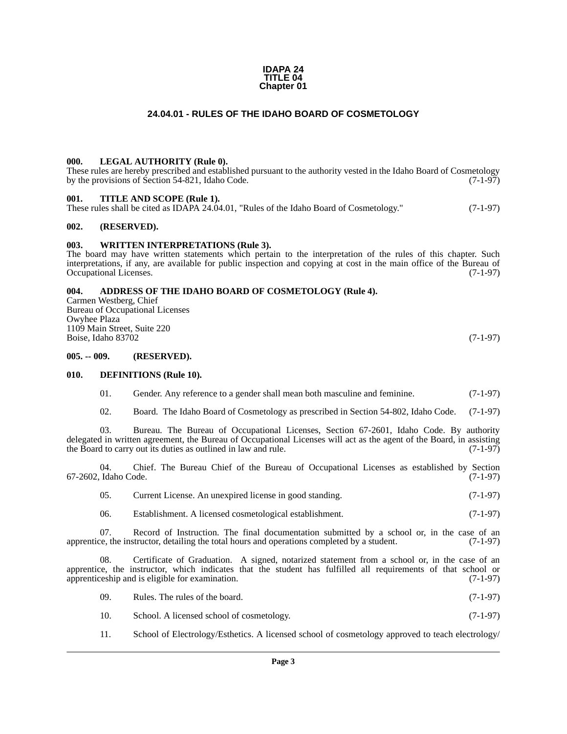**IDAPA 24**
**TITLE 04**
**Chapter 01**

# 24.04.01 - RULES OF THE IDAHO BOARD OF COSMETOLOGY

### 000. LEGAL AUTHORITY (Rule 0).

These rules are hereby prescribed and established pursuant to the authority vested in the Idaho Board of Cosmetology by the provisions of Section 54-821, Idaho Code. (7-1-97)

### 001. TITLE AND SCOPE (Rule 1).

These rules shall be cited as IDAPA 24.04.01, "Rules of the Idaho Board of Cosmetology." (7-1-97)

### 002. (RESERVED).

### 003. WRITTEN INTERPRETATIONS (Rule 3).

The board may have written statements which pertain to the interpretation of the rules of this chapter. Such interpretations, if any, are available for public inspection and copying at cost in the main office of the Bureau of Occupational Licenses. (7-1-97)

### 004. ADDRESS OF THE IDAHO BOARD OF COSMETOLOGY (Rule 4).

Carmen Westberg, Chief
Bureau of Occupational Licenses
Owyhee Plaza
1109 Main Street, Suite 220
Boise, Idaho 83702 (7-1-97)

### 005. -- 009. (RESERVED).

### 010. DEFINITIONS (Rule 10).

01. Gender. Any reference to a gender shall mean both masculine and feminine. (7-1-97)

02. Board. The Idaho Board of Cosmetology as prescribed in Section 54-802, Idaho Code. (7-1-97)

03. Bureau. The Bureau of Occupational Licenses, Section 67-2601, Idaho Code. By authority delegated in written agreement, the Bureau of Occupational Licenses will act as the agent of the Board, in assisting the Board to carry out its duties as outlined in law and rule. (7-1-97)

04. Chief. The Bureau Chief of the Bureau of Occupational Licenses as established by Section 67-2602, Idaho Code. (7-1-97)

05. Current License. An unexpired license in good standing. (7-1-97)

06. Establishment. A licensed cosmetological establishment. (7-1-97)

07. Record of Instruction. The final documentation submitted by a school or, in the case of an apprentice, the instructor, detailing the total hours and operations completed by a student. (7-1-97)

08. Certificate of Graduation. A signed, notarized statement from a school or, in the case of an apprentice, the instructor, which indicates that the student has fulfilled all requirements of that school or apprenticeship and is eligible for examination. (7-1-97)

09. Rules. The rules of the board. (7-1-97)

10. School. A licensed school of cosmetology. (7-1-97)

11. School of Electrology/Esthetics. A licensed school of cosmetology approved to teach electrology/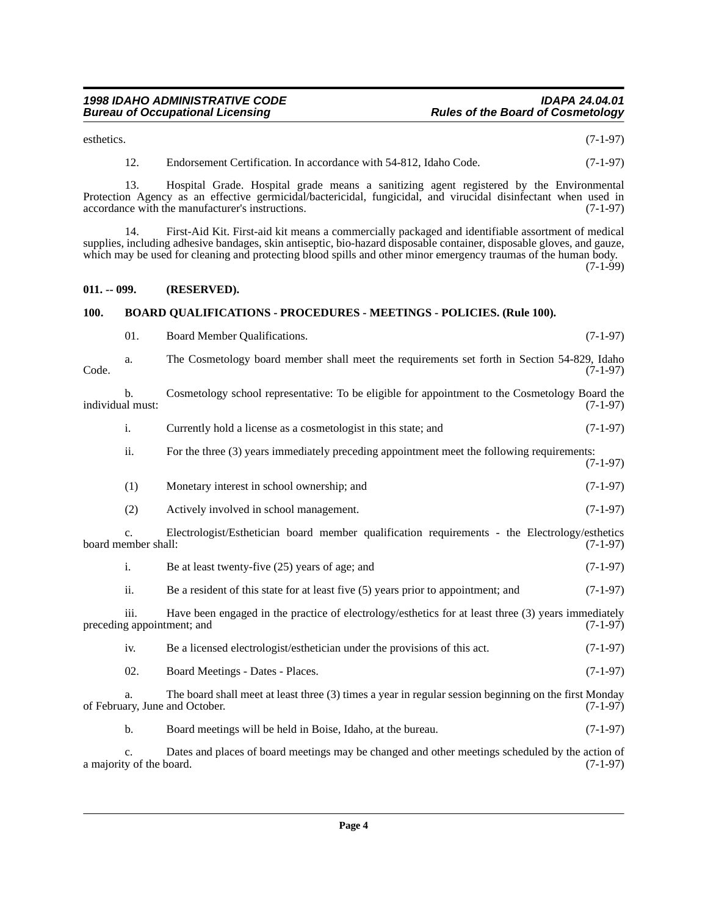esthetics. (7-1-97)

12. Endorsement Certification. In accordance with 54-812, Idaho Code. (7-1-97)

13. Hospital Grade. Hospital grade means a sanitizing agent registered by the Environmental Protection Agency as an effective germicidal/bactericidal, fungicidal, and virucidal disinfectant when used in accordance with the manufacturer's instructions. (7-1-97)

14. First-Aid Kit. First-aid kit means a commercially packaged and identifiable assortment of medical supplies, including adhesive bandages, skin antiseptic, bio-hazard disposable container, disposable gloves, and gauze, which may be used for cleaning and protecting blood spills and other minor emergency traumas of the human body. (7-1-99)

**011. -- 099. (RESERVED).**

**100. BOARD QUALIFICATIONS - PROCEDURES - MEETINGS - POLICIES. (Rule 100).**

01. Board Member Qualifications. (7-1-97)

a. The Cosmetology board member shall meet the requirements set forth in Section 54-829, Idaho Code. (7-1-97)

b. Cosmetology school representative: To be eligible for appointment to the Cosmetology Board the individual must: (7-1-97)

i. Currently hold a license as a cosmetologist in this state; and (7-1-97)

ii. For the three (3) years immediately preceding appointment meet the following requirements: (7-1-97)

(1) Monetary interest in school ownership; and (7-1-97)

(2) Actively involved in school management. (7-1-97)

c. Electrologist/Esthetician board member qualification requirements - the Electrology/esthetics board member shall: (7-1-97)

i. Be at least twenty-five (25) years of age; and (7-1-97)

ii. Be a resident of this state for at least five (5) years prior to appointment; and (7-1-97)

iii. Have been engaged in the practice of electrology/esthetics for at least three (3) years immediately preceding appointment; and (7-1-97)

iv. Be a licensed electrologist/esthetician under the provisions of this act. (7-1-97)

02. Board Meetings - Dates - Places. (7-1-97)

a. The board shall meet at least three (3) times a year in regular session beginning on the first Monday of February, June and October. (7-1-97)

b. Board meetings will be held in Boise, Idaho, at the bureau. (7-1-97)

c. Dates and places of board meetings may be changed and other meetings scheduled by the action of a majority of the board. (7-1-97)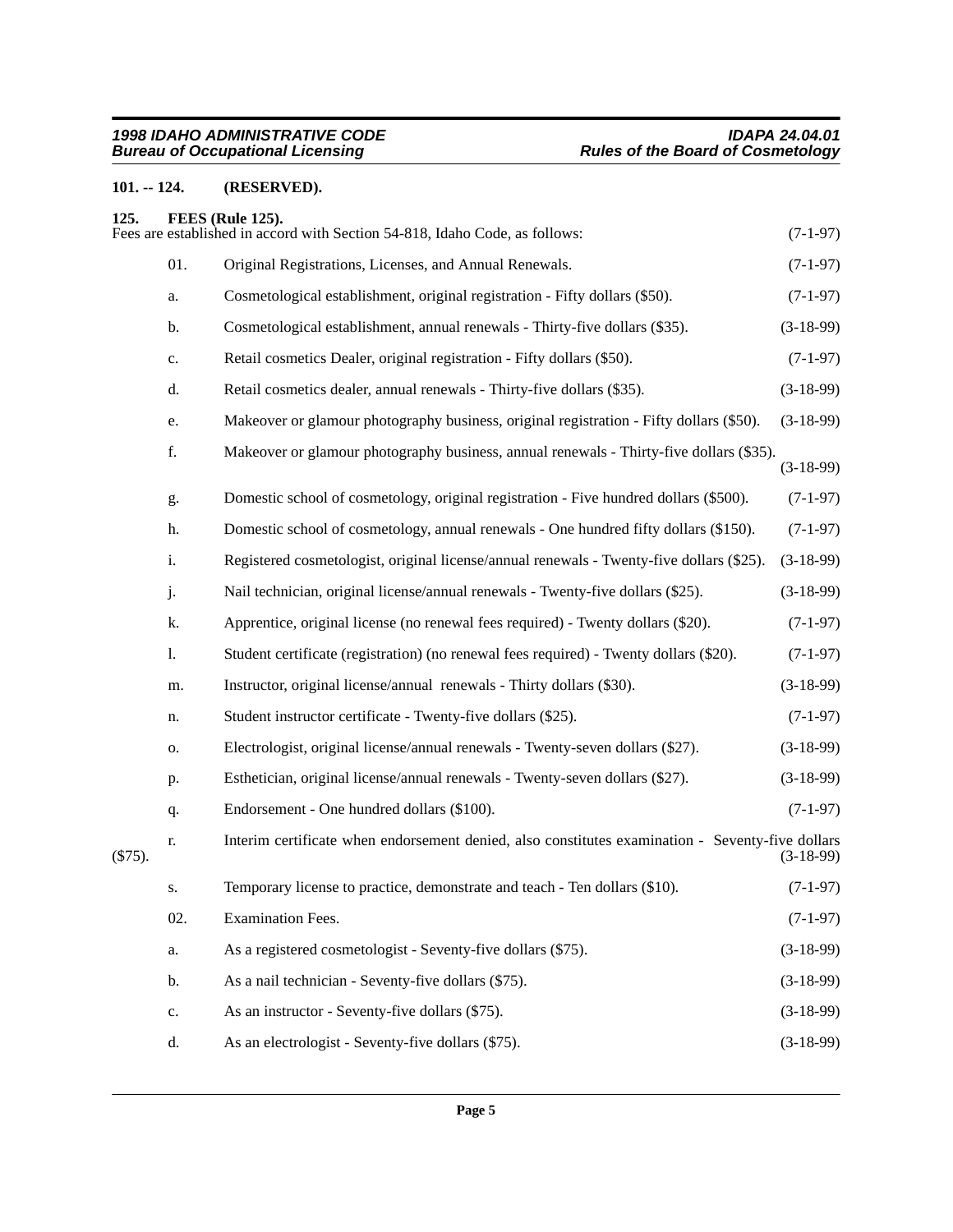**101. -- 124. (RESERVED).**

**125. FEES (Rule 125).**

Fees are established in accord with Section 54-818, Idaho Code, as follows: (7-1-97)

01. Original Registrations, Licenses, and Annual Renewals. (7-1-97)

a. Cosmetological establishment, original registration - Fifty dollars ($50). (7-1-97)

b. Cosmetological establishment, annual renewals - Thirty-five dollars ($35). (3-18-99)

c. Retail cosmetics Dealer, original registration - Fifty dollars ($50). (7-1-97)

d. Retail cosmetics dealer, annual renewals - Thirty-five dollars ($35). (3-18-99)

e. Makeover or glamour photography business, original registration - Fifty dollars ($50). (3-18-99)

f. Makeover or glamour photography business, annual renewals - Thirty-five dollars ($35). (3-18-99)

g. Domestic school of cosmetology, original registration - Five hundred dollars ($500). (7-1-97)

h. Domestic school of cosmetology, annual renewals - One hundred fifty dollars ($150). (7-1-97)

i. Registered cosmetologist, original license/annual renewals - Twenty-five dollars ($25). (3-18-99)

j. Nail technician, original license/annual renewals - Twenty-five dollars ($25). (3-18-99)

k. Apprentice, original license (no renewal fees required) - Twenty dollars ($20). (7-1-97)

l. Student certificate (registration) (no renewal fees required) - Twenty dollars ($20). (7-1-97)

m. Instructor, original license/annual renewals - Thirty dollars ($30). (3-18-99)

n. Student instructor certificate - Twenty-five dollars ($25). (7-1-97)

o. Electrologist, original license/annual renewals - Twenty-seven dollars ($27). (3-18-99)

p. Esthetician, original license/annual renewals - Twenty-seven dollars ($27). (3-18-99)

q. Endorsement - One hundred dollars ($100). (7-1-97)

r. Interim certificate when endorsement denied, also constitutes examination - Seventy-five dollars ($75). (3-18-99)

s. Temporary license to practice, demonstrate and teach - Ten dollars ($10). (7-1-97)

02. Examination Fees. (7-1-97)

a. As a registered cosmetologist - Seventy-five dollars ($75). (3-18-99)

b. As a nail technician - Seventy-five dollars ($75). (3-18-99)

c. As an instructor - Seventy-five dollars ($75). (3-18-99)

d. As an electrologist - Seventy-five dollars ($75). (3-18-99)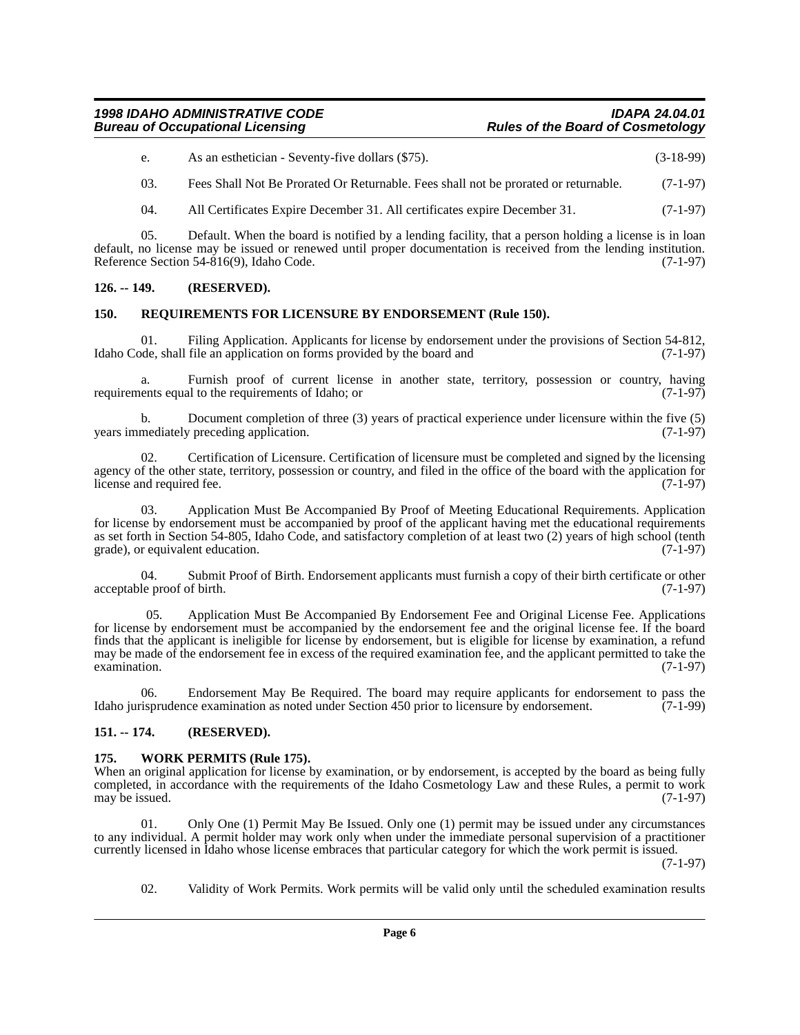e. As an esthetician - Seventy-five dollars ($75). (3-18-99)

03. Fees Shall Not Be Prorated Or Returnable. Fees shall not be prorated or returnable. (7-1-97)

04. All Certificates Expire December 31. All certificates expire December 31. (7-1-97)

05. Default. When the board is notified by a lending facility, that a person holding a license is in loan default, no license may be issued or renewed until proper documentation is received from the lending institution. Reference Section 54-816(9), Idaho Code. (7-1-97)

## 126. -- 149. (RESERVED).

## 150. REQUIREMENTS FOR LICENSURE BY ENDORSEMENT (Rule 150).

01. Filing Application. Applicants for license by endorsement under the provisions of Section 54-812, Idaho Code, shall file an application on forms provided by the board and (7-1-97)

a. Furnish proof of current license in another state, territory, possession or country, having requirements equal to the requirements of Idaho; or (7-1-97)

b. Document completion of three (3) years of practical experience under licensure within the five (5) years immediately preceding application. (7-1-97)

02. Certification of Licensure. Certification of licensure must be completed and signed by the licensing agency of the other state, territory, possession or country, and filed in the office of the board with the application for license and required fee. (7-1-97)

03. Application Must Be Accompanied By Proof of Meeting Educational Requirements. Application for license by endorsement must be accompanied by proof of the applicant having met the educational requirements as set forth in Section 54-805, Idaho Code, and satisfactory completion of at least two (2) years of high school (tenth grade), or equivalent education. (7-1-97)

04. Submit Proof of Birth. Endorsement applicants must furnish a copy of their birth certificate or other acceptable proof of birth. (7-1-97)

05. Application Must Be Accompanied By Endorsement Fee and Original License Fee. Applications for license by endorsement must be accompanied by the endorsement fee and the original license fee. If the board finds that the applicant is ineligible for license by endorsement, but is eligible for license by examination, a refund may be made of the endorsement fee in excess of the required examination fee, and the applicant permitted to take the examination. (7-1-97)

06. Endorsement May Be Required. The board may require applicants for endorsement to pass the Idaho jurisprudence examination as noted under Section 450 prior to licensure by endorsement. (7-1-99)

## 151. -- 174. (RESERVED).

## 175. WORK PERMITS (Rule 175).

When an original application for license by examination, or by endorsement, is accepted by the board as being fully completed, in accordance with the requirements of the Idaho Cosmetology Law and these Rules, a permit to work may be issued. (7-1-97)

01. Only One (1) Permit May Be Issued. Only one (1) permit may be issued under any circumstances to any individual. A permit holder may work only when under the immediate personal supervision of a practitioner currently licensed in Idaho whose license embraces that particular category for which the work permit is issued. (7-1-97)

02. Validity of Work Permits. Work permits will be valid only until the scheduled examination results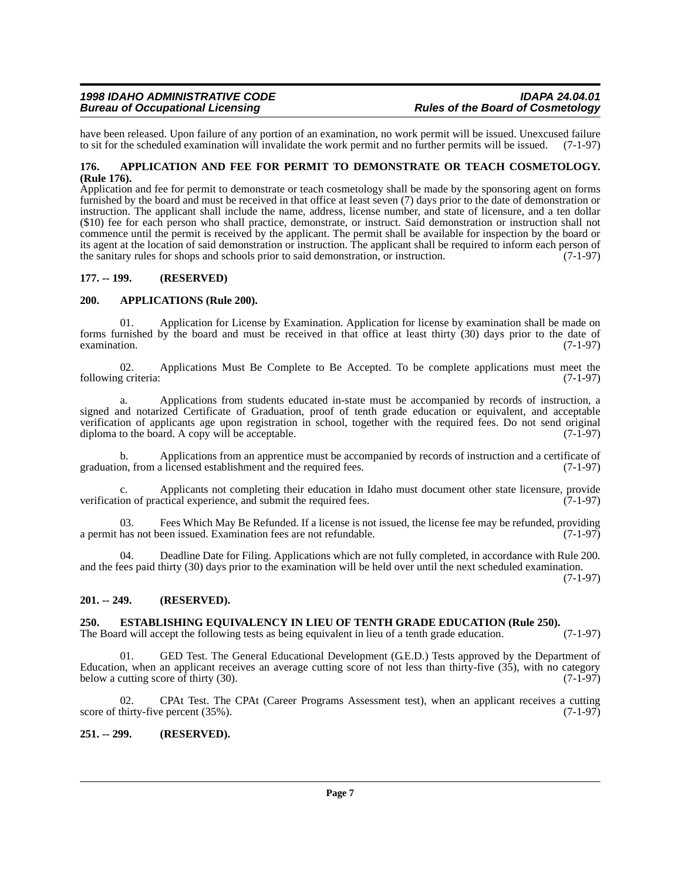have been released. Upon failure of any portion of an examination, no work permit will be issued. Unexcused failure to sit for the scheduled examination will invalidate the work permit and no further permits will be issued. (7-1-97)

**176. APPLICATION AND FEE FOR PERMIT TO DEMONSTRATE OR TEACH COSMETOLOGY. (Rule 176).**

Application and fee for permit to demonstrate or teach cosmetology shall be made by the sponsoring agent on forms furnished by the board and must be received in that office at least seven (7) days prior to the date of demonstration or instruction. The applicant shall include the name, address, license number, and state of licensure, and a ten dollar ($10) fee for each person who shall practice, demonstrate, or instruct. Said demonstration or instruction shall not commence until the permit is received by the applicant. The permit shall be available for inspection by the board or its agent at the location of said demonstration or instruction. The applicant shall be required to inform each person of the sanitary rules for shops and schools prior to said demonstration, or instruction. (7-1-97)

**177. -- 199. (RESERVED)**

**200. APPLICATIONS (Rule 200).**

01. Application for License by Examination. Application for license by examination shall be made on forms furnished by the board and must be received in that office at least thirty (30) days prior to the date of examination. (7-1-97)

02. Applications Must Be Complete to Be Accepted. To be complete applications must meet the following criteria: (7-1-97)

a. Applications from students educated in-state must be accompanied by records of instruction, a signed and notarized Certificate of Graduation, proof of tenth grade education or equivalent, and acceptable verification of applicants age upon registration in school, together with the required fees. Do not send original diploma to the board. A copy will be acceptable. (7-1-97)

b. Applications from an apprentice must be accompanied by records of instruction and a certificate of graduation, from a licensed establishment and the required fees. (7-1-97)

c. Applicants not completing their education in Idaho must document other state licensure, provide verification of practical experience, and submit the required fees. (7-1-97)

03. Fees Which May Be Refunded. If a license is not issued, the license fee may be refunded, providing a permit has not been issued. Examination fees are not refundable. (7-1-97)

04. Deadline Date for Filing. Applications which are not fully completed, in accordance with Rule 200. and the fees paid thirty (30) days prior to the examination will be held over until the next scheduled examination. (7-1-97)

**201. -- 249. (RESERVED).**

**250. ESTABLISHING EQUIVALENCY IN LIEU OF TENTH GRADE EDUCATION (Rule 250).**

The Board will accept the following tests as being equivalent in lieu of a tenth grade education. (7-1-97)

01. GED Test. The General Educational Development (G.E.D.) Tests approved by the Department of Education, when an applicant receives an average cutting score of not less than thirty-five (35), with no category below a cutting score of thirty (30). (7-1-97)

02. CPAt Test. The CPAt (Career Programs Assessment test), when an applicant receives a cutting score of thirty-five percent (35%). (7-1-97)

**251. -- 299. (RESERVED).**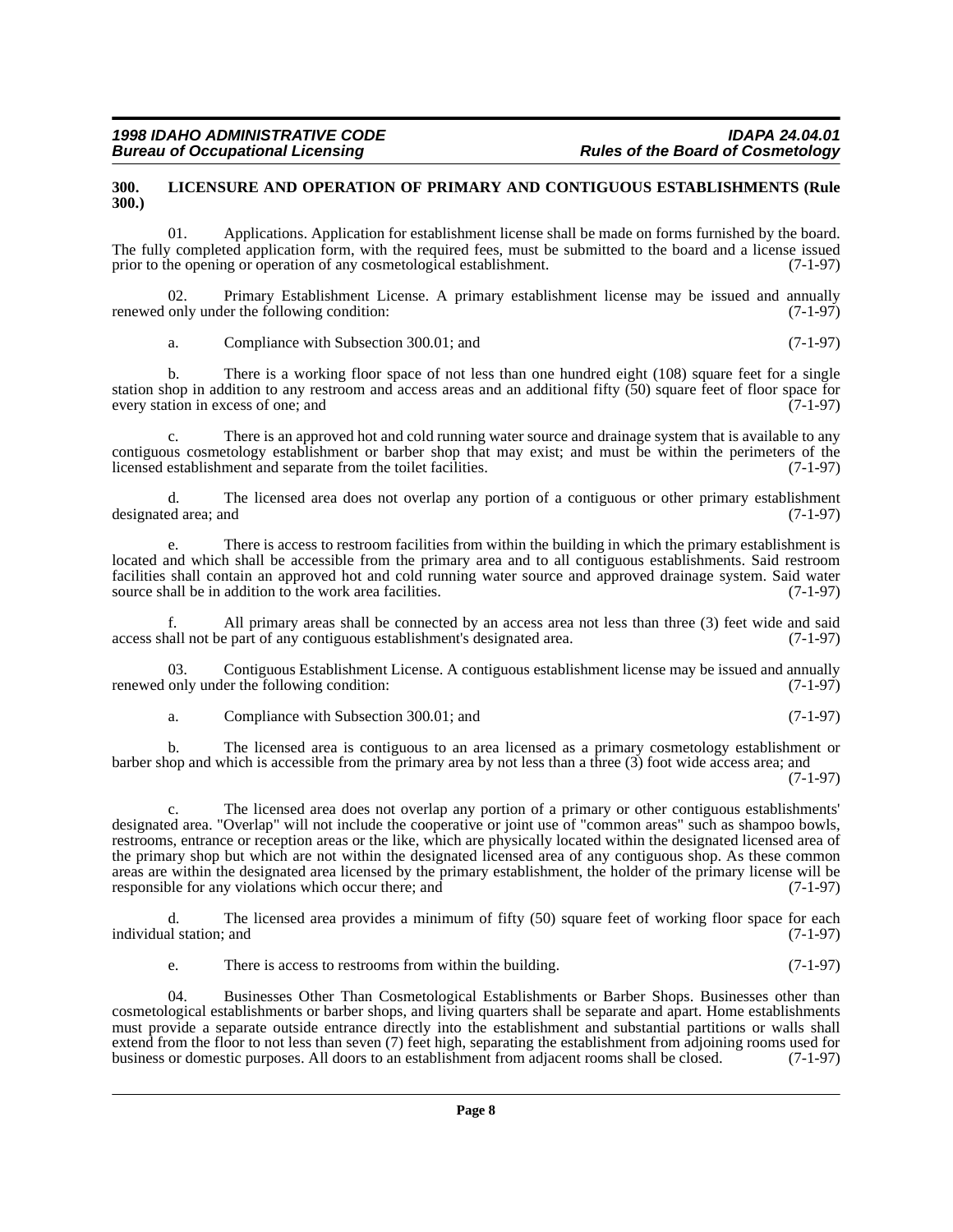## 300. LICENSURE AND OPERATION OF PRIMARY AND CONTIGUOUS ESTABLISHMENTS (Rule 300.)

01. Applications. Application for establishment license shall be made on forms furnished by the board. The fully completed application form, with the required fees, must be submitted to the board and a license issued prior to the opening or operation of any cosmetological establishment. (7-1-97)

02. Primary Establishment License. A primary establishment license may be issued and annually renewed only under the following condition: (7-1-97)

a. Compliance with Subsection 300.01; and (7-1-97)

b. There is a working floor space of not less than one hundred eight (108) square feet for a single station shop in addition to any restroom and access areas and an additional fifty (50) square feet of floor space for every station in excess of one; and (7-1-97)

c. There is an approved hot and cold running water source and drainage system that is available to any contiguous cosmetology establishment or barber shop that may exist; and must be within the perimeters of the licensed establishment and separate from the toilet facilities. (7-1-97)

d. The licensed area does not overlap any portion of a contiguous or other primary establishment designated area; and (7-1-97)

e. There is access to restroom facilities from within the building in which the primary establishment is located and which shall be accessible from the primary area and to all contiguous establishments. Said restroom facilities shall contain an approved hot and cold running water source and approved drainage system. Said water source shall be in addition to the work area facilities. (7-1-97)

f. All primary areas shall be connected by an access area not less than three (3) feet wide and said access shall not be part of any contiguous establishment's designated area. (7-1-97)

03. Contiguous Establishment License. A contiguous establishment license may be issued and annually renewed only under the following condition: (7-1-97)

a. Compliance with Subsection 300.01; and (7-1-97)

b. The licensed area is contiguous to an area licensed as a primary cosmetology establishment or barber shop and which is accessible from the primary area by not less than a three (3) foot wide access area; and (7-1-97)

c. The licensed area does not overlap any portion of a primary or other contiguous establishments' designated area. "Overlap" will not include the cooperative or joint use of "common areas" such as shampoo bowls, restrooms, entrance or reception areas or the like, which are physically located within the designated licensed area of the primary shop but which are not within the designated licensed area of any contiguous shop. As these common areas are within the designated area licensed by the primary establishment, the holder of the primary license will be responsible for any violations which occur there; and (7-1-97)

d. The licensed area provides a minimum of fifty (50) square feet of working floor space for each individual station; and (7-1-97)

e. There is access to restrooms from within the building. (7-1-97)

04. Businesses Other Than Cosmetological Establishments or Barber Shops. Businesses other than cosmetological establishments or barber shops, and living quarters shall be separate and apart. Home establishments must provide a separate outside entrance directly into the establishment and substantial partitions or walls shall extend from the floor to not less than seven (7) feet high, separating the establishment from adjoining rooms used for business or domestic purposes. All doors to an establishment from adjacent rooms shall be closed. (7-1-97)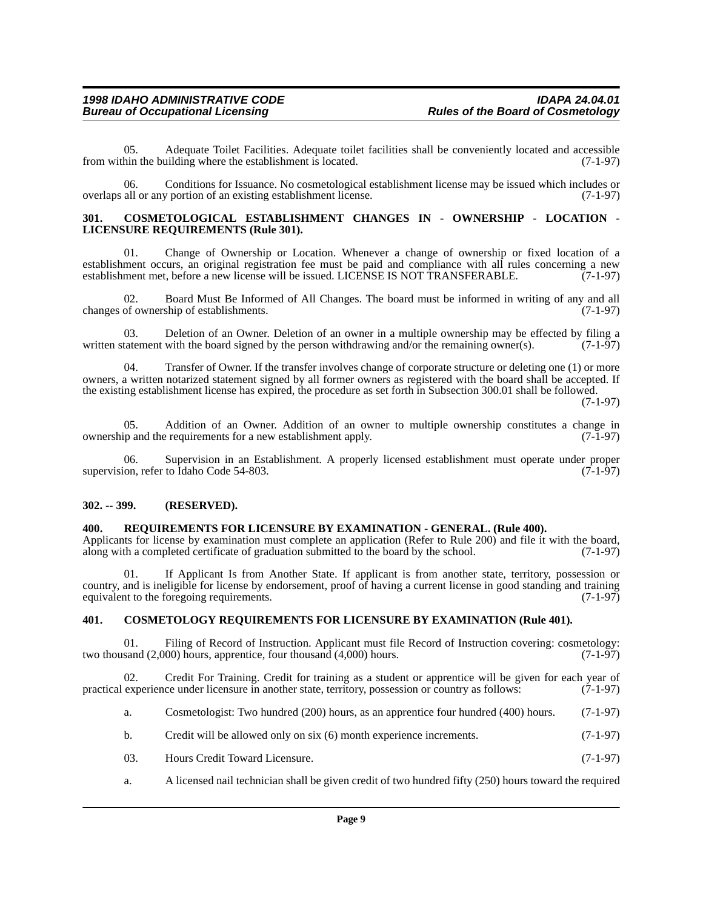05. Adequate Toilet Facilities. Adequate toilet facilities shall be conveniently located and accessible from within the building where the establishment is located. (7-1-97)

06. Conditions for Issuance. No cosmetological establishment license may be issued which includes or overlaps all or any portion of an existing establishment license. (7-1-97)

### 301. COSMETOLOGICAL ESTABLISHMENT CHANGES IN - OWNERSHIP - LOCATION - LICENSURE REQUIREMENTS (Rule 301).

01. Change of Ownership or Location. Whenever a change of ownership or fixed location of a establishment occurs, an original registration fee must be paid and compliance with all rules concerning a new establishment met, before a new license will be issued. LICENSE IS NOT TRANSFERABLE. (7-1-97)

02. Board Must Be Informed of All Changes. The board must be informed in writing of any and all changes of ownership of establishments. (7-1-97)

03. Deletion of an Owner. Deletion of an owner in a multiple ownership may be effected by filing a written statement with the board signed by the person withdrawing and/or the remaining owner(s). (7-1-97)

04. Transfer of Owner. If the transfer involves change of corporate structure or deleting one (1) or more owners, a written notarized statement signed by all former owners as registered with the board shall be accepted. If the existing establishment license has expired, the procedure as set forth in Subsection 300.01 shall be followed. (7-1-97)

05. Addition of an Owner. Addition of an owner to multiple ownership constitutes a change in ownership and the requirements for a new establishment apply. (7-1-97)

06. Supervision in an Establishment. A properly licensed establishment must operate under proper supervision, refer to Idaho Code 54-803. (7-1-97)

### 302. -- 399. (RESERVED).

### 400. REQUIREMENTS FOR LICENSURE BY EXAMINATION - GENERAL. (Rule 400).

Applicants for license by examination must complete an application (Refer to Rule 200) and file it with the board, along with a completed certificate of graduation submitted to the board by the school. (7-1-97)

01. If Applicant Is from Another State. If applicant is from another state, territory, possession or country, and is ineligible for license by endorsement, proof of having a current license in good standing and training equivalent to the foregoing requirements. (7-1-97)

### 401. COSMETOLOGY REQUIREMENTS FOR LICENSURE BY EXAMINATION (Rule 401).

01. Filing of Record of Instruction. Applicant must file Record of Instruction covering: cosmetology: two thousand (2,000) hours, apprentice, four thousand (4,000) hours. (7-1-97)

02. Credit For Training. Credit for training as a student or apprentice will be given for each year of practical experience under licensure in another state, territory, possession or country as follows: (7-1-97)

a. Cosmetologist: Two hundred (200) hours, as an apprentice four hundred (400) hours. (7-1-97)

b. Credit will be allowed only on six (6) month experience increments. (7-1-97)

03. Hours Credit Toward Licensure. (7-1-97)

a. A licensed nail technician shall be given credit of two hundred fifty (250) hours toward the required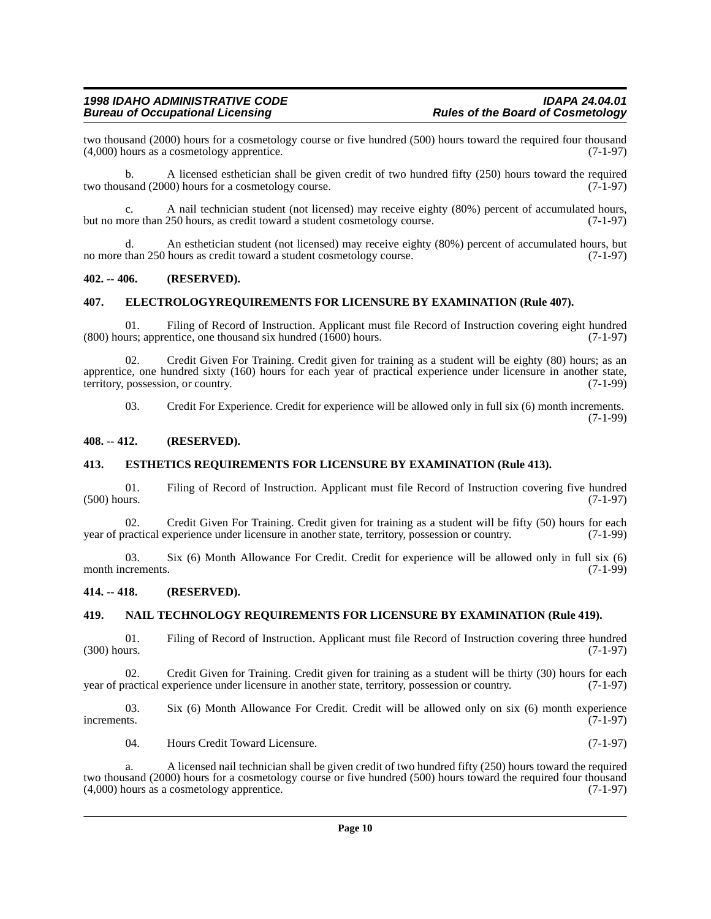two thousand (2000) hours for a cosmetology course or five hundred (500) hours toward the required four thousand (4,000) hours as a cosmetology apprentice. (7-1-97)

b. A licensed esthetician shall be given credit of two hundred fifty (250) hours toward the required two thousand (2000) hours for a cosmetology course. (7-1-97)

c. A nail technician student (not licensed) may receive eighty (80%) percent of accumulated hours, but no more than 250 hours, as credit toward a student cosmetology course. (7-1-97)

d. An esthetician student (not licensed) may receive eighty (80%) percent of accumulated hours, but no more than 250 hours as credit toward a student cosmetology course. (7-1-97)

## 402. -- 406. (RESERVED).

## 407. ELECTROLOGYREQUIREMENTS FOR LICENSURE BY EXAMINATION (Rule 407).

01. Filing of Record of Instruction. Applicant must file Record of Instruction covering eight hundred (800) hours; apprentice, one thousand six hundred (1600) hours. (7-1-97)

02. Credit Given For Training. Credit given for training as a student will be eighty (80) hours; as an apprentice, one hundred sixty (160) hours for each year of practical experience under licensure in another state, territory, possession, or country. (7-1-99)

03. Credit For Experience. Credit for experience will be allowed only in full six (6) month increments. (7-1-99)

## 408. -- 412. (RESERVED).

## 413. ESTHETICS REQUIREMENTS FOR LICENSURE BY EXAMINATION (Rule 413).

01. Filing of Record of Instruction. Applicant must file Record of Instruction covering five hundred (500) hours. (7-1-97)

02. Credit Given For Training. Credit given for training as a student will be fifty (50) hours for each year of practical experience under licensure in another state, territory, possession or country. (7-1-99)

03. Six (6) Month Allowance For Credit. Credit for experience will be allowed only in full six (6) month increments. (7-1-99)

## 414. -- 418. (RESERVED).

## 419. NAIL TECHNOLOGY REQUIREMENTS FOR LICENSURE BY EXAMINATION (Rule 419).

01. Filing of Record of Instruction. Applicant must file Record of Instruction covering three hundred (300) hours. (7-1-97)

02. Credit Given for Training. Credit given for training as a student will be thirty (30) hours for each year of practical experience under licensure in another state, territory, possession or country. (7-1-97)

03. Six (6) Month Allowance For Credit. Credit will be allowed only on six (6) month experience increments. (7-1-97)

04. Hours Credit Toward Licensure. (7-1-97)

a. A licensed nail technician shall be given credit of two hundred fifty (250) hours toward the required two thousand (2000) hours for a cosmetology course or five hundred (500) hours toward the required four thousand (4,000) hours as a cosmetology apprentice. (7-1-97)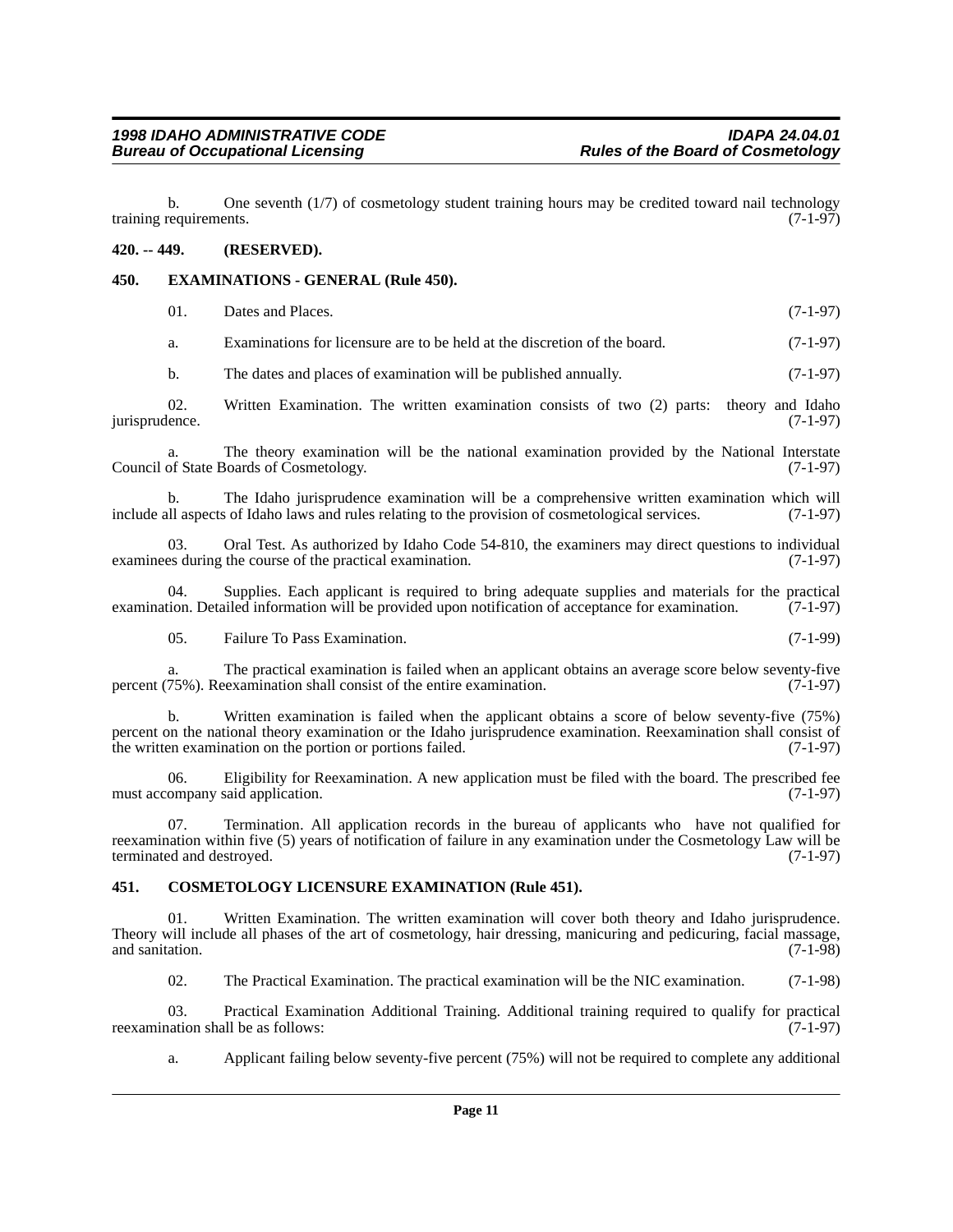b. One seventh (1/7) of cosmetology student training hours may be credited toward nail technology training requirements. (7-1-97)

**420. -- 449. (RESERVED).**

**450. EXAMINATIONS - GENERAL (Rule 450).**

01. Dates and Places. (7-1-97)

a. Examinations for licensure are to be held at the discretion of the board. (7-1-97)

b. The dates and places of examination will be published annually. (7-1-97)

02. Written Examination. The written examination consists of two (2) parts: theory and Idaho jurisprudence. (7-1-97)

a. The theory examination will be the national examination provided by the National Interstate Council of State Boards of Cosmetology. (7-1-97)

b. The Idaho jurisprudence examination will be a comprehensive written examination which will include all aspects of Idaho laws and rules relating to the provision of cosmetological services. (7-1-97)

03. Oral Test. As authorized by Idaho Code 54-810, the examiners may direct questions to individual examinees during the course of the practical examination. (7-1-97)

04. Supplies. Each applicant is required to bring adequate supplies and materials for the practical examination. Detailed information will be provided upon notification of acceptance for examination. (7-1-97)

05. Failure To Pass Examination. (7-1-99)

a. The practical examination is failed when an applicant obtains an average score below seventy-five percent (75%). Reexamination shall consist of the entire examination. (7-1-97)

b. Written examination is failed when the applicant obtains a score of below seventy-five (75%) percent on the national theory examination or the Idaho jurisprudence examination. Reexamination shall consist of the written examination on the portion or portions failed. (7-1-97)

06. Eligibility for Reexamination. A new application must be filed with the board. The prescribed fee must accompany said application. (7-1-97)

07. Termination. All application records in the bureau of applicants who have not qualified for reexamination within five (5) years of notification of failure in any examination under the Cosmetology Law will be terminated and destroyed. (7-1-97)

**451. COSMETOLOGY LICENSURE EXAMINATION (Rule 451).**

01. Written Examination. The written examination will cover both theory and Idaho jurisprudence. Theory will include all phases of the art of cosmetology, hair dressing, manicuring and pedicuring, facial massage, and sanitation. (7-1-98)

02. The Practical Examination. The practical examination will be the NIC examination. (7-1-98)

03. Practical Examination Additional Training. Additional training required to qualify for practical reexamination shall be as follows: (7-1-97)

a. Applicant failing below seventy-five percent (75%) will not be required to complete any additional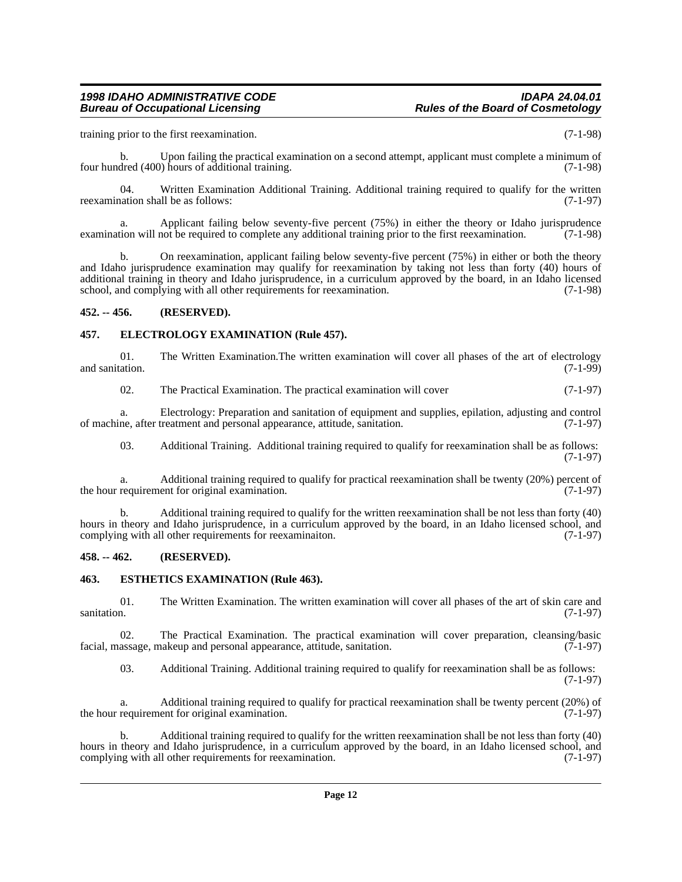training prior to the first reexamination. (7-1-98)

b. Upon failing the practical examination on a second attempt, applicant must complete a minimum of four hundred (400) hours of additional training. (7-1-98)

04. Written Examination Additional Training. Additional training required to qualify for the written reexamination shall be as follows: (7-1-97)

a. Applicant failing below seventy-five percent (75%) in either the theory or Idaho jurisprudence examination will not be required to complete any additional training prior to the first reexamination. (7-1-98)

b. On reexamination, applicant failing below seventy-five percent (75%) in either or both the theory and Idaho jurisprudence examination may qualify for reexamination by taking not less than forty (40) hours of additional training in theory and Idaho jurisprudence, in a curriculum approved by the board, in an Idaho licensed school, and complying with all other requirements for reexamination. (7-1-98)

## 452. -- 456. (RESERVED).

## 457. ELECTROLOGY EXAMINATION (Rule 457).

01. The Written Examination.The written examination will cover all phases of the art of electrology and sanitation. (7-1-99)

02. The Practical Examination. The practical examination will cover (7-1-97)

a. Electrology: Preparation and sanitation of equipment and supplies, epilation, adjusting and control of machine, after treatment and personal appearance, attitude, sanitation. (7-1-97)

03. Additional Training. Additional training required to qualify for reexamination shall be as follows: (7-1-97)

a. Additional training required to qualify for practical reexamination shall be twenty (20%) percent of the hour requirement for original examination. (7-1-97)

b. Additional training required to qualify for the written reexamination shall be not less than forty (40) hours in theory and Idaho jurisprudence, in a curriculum approved by the board, in an Idaho licensed school, and complying with all other requirements for reexaminaiton. (7-1-97)

## 458. -- 462. (RESERVED).

## 463. ESTHETICS EXAMINATION (Rule 463).

01. The Written Examination. The written examination will cover all phases of the art of skin care and sanitation. (7-1-97)

02. The Practical Examination. The practical examination will cover preparation, cleansing/basic facial, massage, makeup and personal appearance, attitude, sanitation. (7-1-97)

03. Additional Training. Additional training required to qualify for reexamination shall be as follows: (7-1-97)

a. Additional training required to qualify for practical reexamination shall be twenty percent (20%) of the hour requirement for original examination. (7-1-97)

b. Additional training required to qualify for the written reexamination shall be not less than forty (40) hours in theory and Idaho jurisprudence, in a curriculum approved by the board, in an Idaho licensed school, and complying with all other requirements for reexamination. (7-1-97)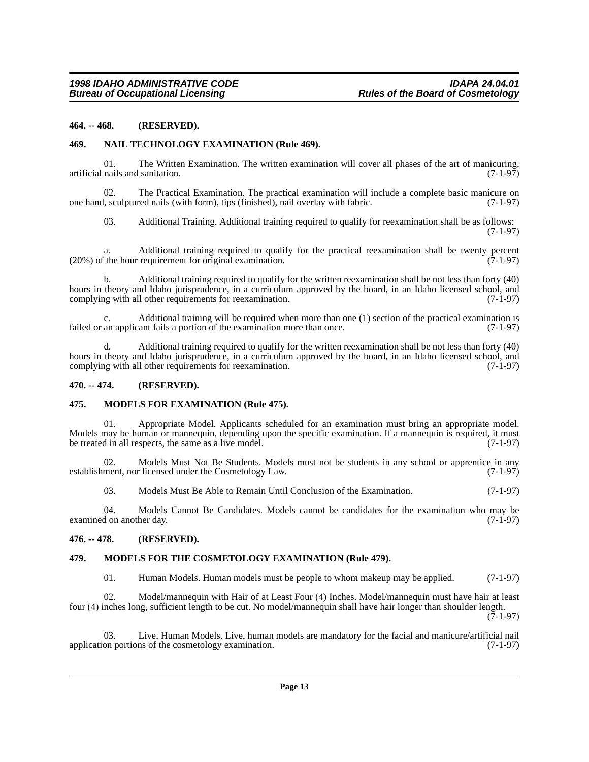**464. -- 468. (RESERVED).**

**469. NAIL TECHNOLOGY EXAMINATION (Rule 469).**

01. The Written Examination. The written examination will cover all phases of the art of manicuring, artificial nails and sanitation. (7-1-97)

02. The Practical Examination. The practical examination will include a complete basic manicure on one hand, sculptured nails (with form), tips (finished), nail overlay with fabric. (7-1-97)

03. Additional Training. Additional training required to qualify for reexamination shall be as follows: (7-1-97)

a. Additional training required to qualify for the practical reexamination shall be twenty percent (20%) of the hour requirement for original examination. (7-1-97)

b. Additional training required to qualify for the written reexamination shall be not less than forty (40) hours in theory and Idaho jurisprudence, in a curriculum approved by the board, in an Idaho licensed school, and complying with all other requirements for reexamination. (7-1-97)

c. Additional training will be required when more than one (1) section of the practical examination is failed or an applicant fails a portion of the examination more than once. (7-1-97)

d. Additional training required to qualify for the written reexamination shall be not less than forty (40) hours in theory and Idaho jurisprudence, in a curriculum approved by the board, in an Idaho licensed school, and complying with all other requirements for reexamination. (7-1-97)

**470. -- 474. (RESERVED).**

**475. MODELS FOR EXAMINATION (Rule 475).**

01. Appropriate Model. Applicants scheduled for an examination must bring an appropriate model. Models may be human or mannequin, depending upon the specific examination. If a mannequin is required, it must be treated in all respects, the same as a live model. (7-1-97)

02. Models Must Not Be Students. Models must not be students in any school or apprentice in any establishment, nor licensed under the Cosmetology Law. (7-1-97)

03. Models Must Be Able to Remain Until Conclusion of the Examination. (7-1-97)

04. Models Cannot Be Candidates. Models cannot be candidates for the examination who may be examined on another day. (7-1-97)

**476. -- 478. (RESERVED).**

**479. MODELS FOR THE COSMETOLOGY EXAMINATION (Rule 479).**

01. Human Models. Human models must be people to whom makeup may be applied. (7-1-97)

02. Model/mannequin with Hair of at Least Four (4) Inches. Model/mannequin must have hair at least four (4) inches long, sufficient length to be cut. No model/mannequin shall have hair longer than shoulder length. (7-1-97)

03. Live, Human Models. Live, human models are mandatory for the facial and manicure/artificial nail application portions of the cosmetology examination. (7-1-97)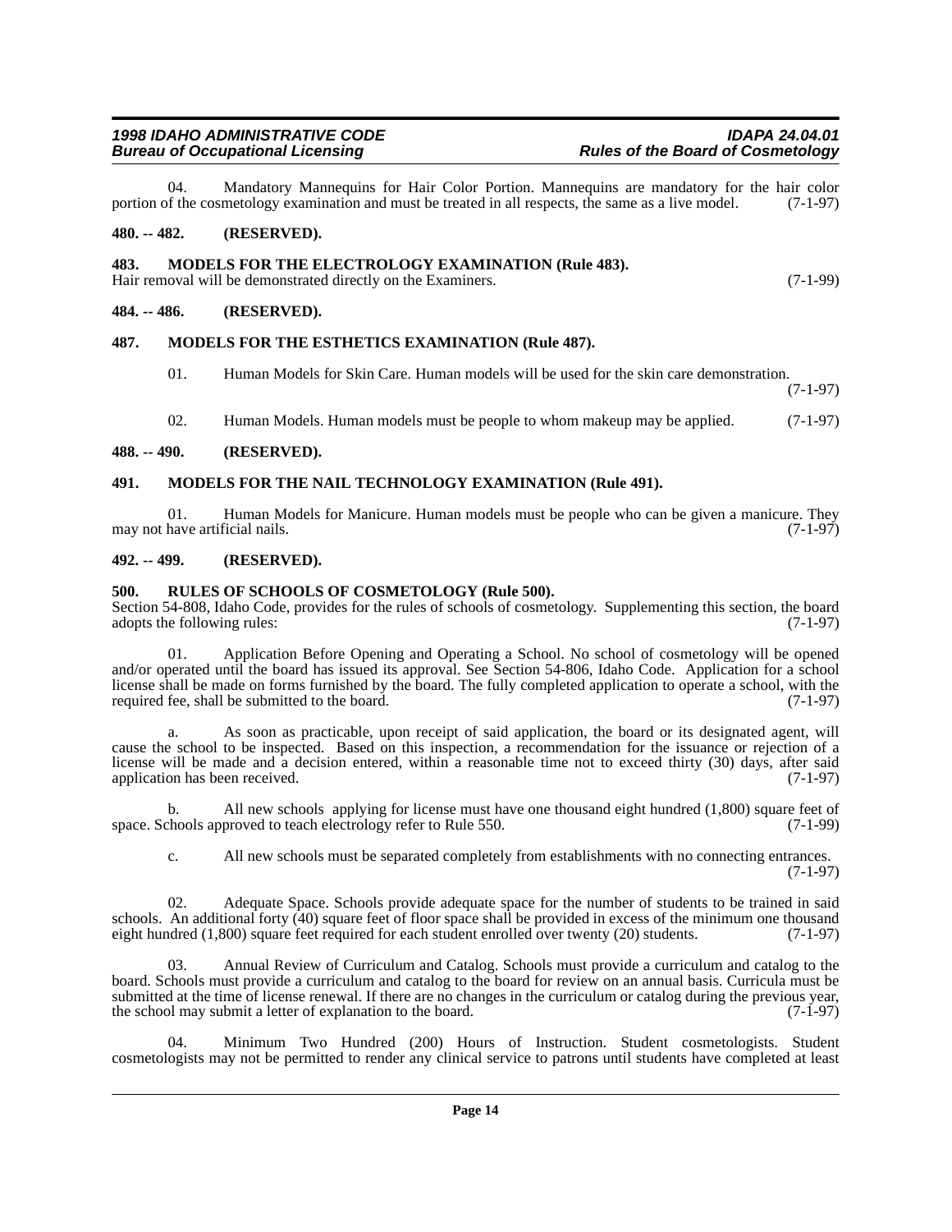04. Mandatory Mannequins for Hair Color Portion. Mannequins are mandatory for the hair color portion of the cosmetology examination and must be treated in all respects, the same as a live model. (7-1-97)

**480. -- 482. (RESERVED).**

**483. MODELS FOR THE ELECTROLOGY EXAMINATION (Rule 483).**
Hair removal will be demonstrated directly on the Examiners. (7-1-99)

**484. -- 486. (RESERVED).**

**487. MODELS FOR THE ESTHETICS EXAMINATION (Rule 487).**

01. Human Models for Skin Care. Human models will be used for the skin care demonstration. (7-1-97)

02. Human Models. Human models must be people to whom makeup may be applied. (7-1-97)

**488. -- 490. (RESERVED).**

**491. MODELS FOR THE NAIL TECHNOLOGY EXAMINATION (Rule 491).**

01. Human Models for Manicure. Human models must be people who can be given a manicure. They may not have artificial nails. (7-1-97)

**492. -- 499. (RESERVED).**

**500. RULES OF SCHOOLS OF COSMETOLOGY (Rule 500).**
Section 54-808, Idaho Code, provides for the rules of schools of cosmetology. Supplementing this section, the board adopts the following rules: (7-1-97)

01. Application Before Opening and Operating a School. No school of cosmetology will be opened and/or operated until the board has issued its approval. See Section 54-806, Idaho Code. Application for a school license shall be made on forms furnished by the board. The fully completed application to operate a school, with the required fee, shall be submitted to the board. (7-1-97)

a. As soon as practicable, upon receipt of said application, the board or its designated agent, will cause the school to be inspected. Based on this inspection, a recommendation for the issuance or rejection of a license will be made and a decision entered, within a reasonable time not to exceed thirty (30) days, after said application has been received. (7-1-97)

b. All new schools applying for license must have one thousand eight hundred (1,800) square feet of space. Schools approved to teach electrology refer to Rule 550. (7-1-99)

c. All new schools must be separated completely from establishments with no connecting entrances. (7-1-97)

02. Adequate Space. Schools provide adequate space for the number of students to be trained in said schools. An additional forty (40) square feet of floor space shall be provided in excess of the minimum one thousand eight hundred (1,800) square feet required for each student enrolled over twenty (20) students. (7-1-97)

03. Annual Review of Curriculum and Catalog. Schools must provide a curriculum and catalog to the board. Schools must provide a curriculum and catalog to the board for review on an annual basis. Curricula must be submitted at the time of license renewal. If there are no changes in the curriculum or catalog during the previous year, the school may submit a letter of explanation to the board. (7-1-97)

04. Minimum Two Hundred (200) Hours of Instruction. Student cosmetologists. Student cosmetologists may not be permitted to render any clinical service to patrons until students have completed at least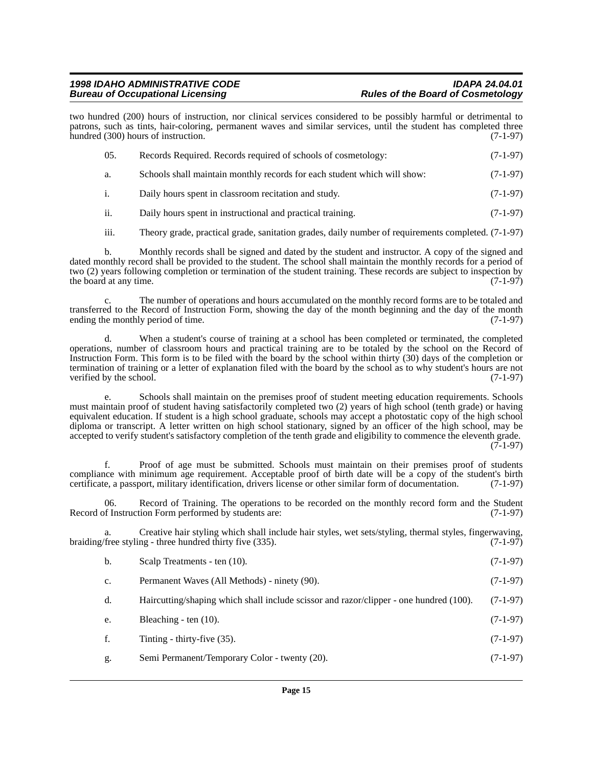two hundred (200) hours of instruction, nor clinical services considered to be possibly harmful or detrimental to patrons, such as tints, hair-coloring, permanent waves and similar services, until the student has completed three hundred (300) hours of instruction. (7-1-97)

05. Records Required. Records required of schools of cosmetology: (7-1-97)

a. Schools shall maintain monthly records for each student which will show: (7-1-97)

i. Daily hours spent in classroom recitation and study. (7-1-97)

ii. Daily hours spent in instructional and practical training. (7-1-97)

iii. Theory grade, practical grade, sanitation grades, daily number of requirements completed. (7-1-97)

b. Monthly records shall be signed and dated by the student and instructor. A copy of the signed and dated monthly record shall be provided to the student. The school shall maintain the monthly records for a period of two (2) years following completion or termination of the student training. These records are subject to inspection by the board at any time. (7-1-97)

c. The number of operations and hours accumulated on the monthly record forms are to be totaled and transferred to the Record of Instruction Form, showing the day of the month beginning and the day of the month ending the monthly period of time. (7-1-97)

d. When a student's course of training at a school has been completed or terminated, the completed operations, number of classroom hours and practical training are to be totaled by the school on the Record of Instruction Form. This form is to be filed with the board by the school within thirty (30) days of the completion or termination of training or a letter of explanation filed with the board by the school as to why student's hours are not verified by the school. (7-1-97)

e. Schools shall maintain on the premises proof of student meeting education requirements. Schools must maintain proof of student having satisfactorily completed two (2) years of high school (tenth grade) or having equivalent education. If student is a high school graduate, schools may accept a photostatic copy of the high school diploma or transcript. A letter written on high school stationary, signed by an officer of the high school, may be accepted to verify student's satisfactory completion of the tenth grade and eligibility to commence the eleventh grade. (7-1-97)

f. Proof of age must be submitted. Schools must maintain on their premises proof of students compliance with minimum age requirement. Acceptable proof of birth date will be a copy of the student's birth certificate, a passport, military identification, drivers license or other similar form of documentation. (7-1-97)

06. Record of Training. The operations to be recorded on the monthly record form and the Student Record of Instruction Form performed by students are: (7-1-97)

a. Creative hair styling which shall include hair styles, wet sets/styling, thermal styles, fingerwaving, braiding/free styling - three hundred thirty five (335). (7-1-97)

b. Scalp Treatments - ten (10). (7-1-97)

c. Permanent Waves (All Methods) - ninety (90). (7-1-97)

d. Haircutting/shaping which shall include scissor and razor/clipper - one hundred (100). (7-1-97)

e. Bleaching - ten (10). (7-1-97)

f. Tinting - thirty-five (35). (7-1-97)

g. Semi Permanent/Temporary Color - twenty (20). (7-1-97)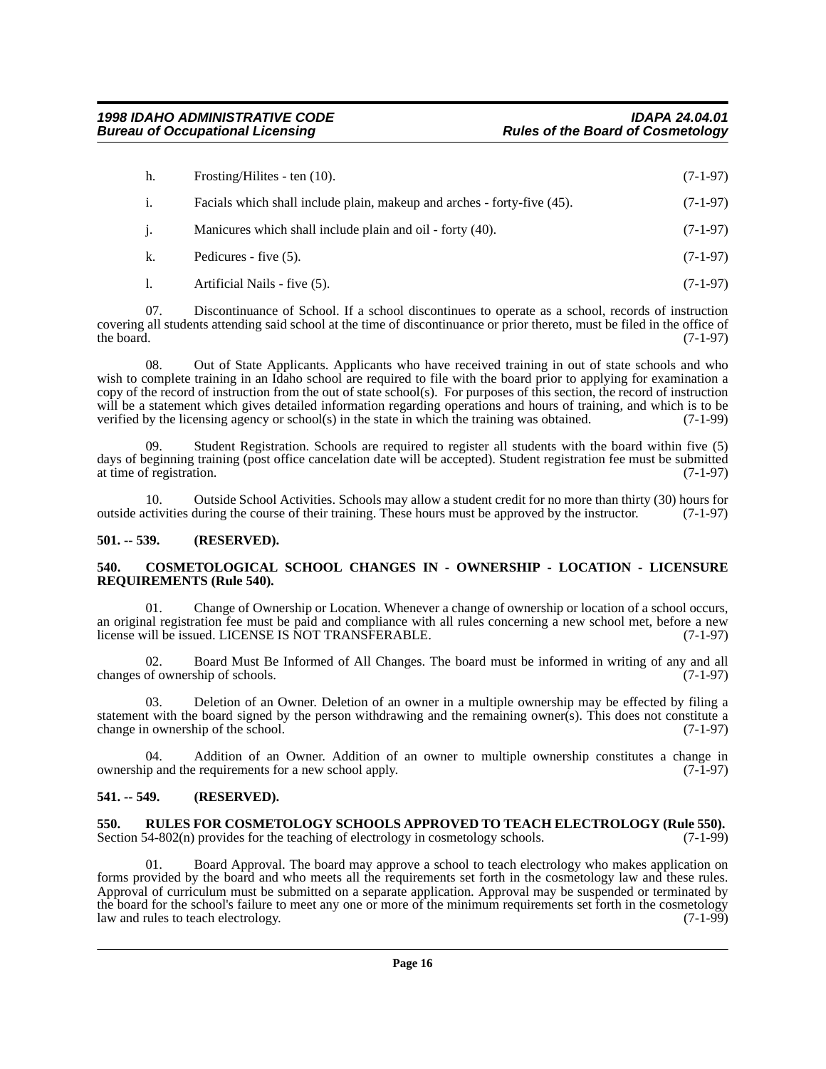h. Frosting/Hilites - ten (10). (7-1-97)

i. Facials which shall include plain, makeup and arches - forty-five (45). (7-1-97)

j. Manicures which shall include plain and oil - forty (40). (7-1-97)

k. Pedicures - five (5). (7-1-97)

l. Artificial Nails - five (5). (7-1-97)

07. Discontinuance of School. If a school discontinues to operate as a school, records of instruction covering all students attending said school at the time of discontinuance or prior thereto, must be filed in the office of the board. (7-1-97)

08. Out of State Applicants. Applicants who have received training in out of state schools and who wish to complete training in an Idaho school are required to file with the board prior to applying for examination a copy of the record of instruction from the out of state school(s). For purposes of this section, the record of instruction will be a statement which gives detailed information regarding operations and hours of training, and which is to be verified by the licensing agency or school(s) in the state in which the training was obtained. (7-1-99)

09. Student Registration. Schools are required to register all students with the board within five (5) days of beginning training (post office cancelation date will be accepted). Student registration fee must be submitted at time of registration. (7-1-97)

10. Outside School Activities. Schools may allow a student credit for no more than thirty (30) hours for outside activities during the course of their training. These hours must be approved by the instructor. (7-1-97)

**501. -- 539. (RESERVED).**

**540. COSMETOLOGICAL SCHOOL CHANGES IN - OWNERSHIP - LOCATION - LICENSURE REQUIREMENTS (Rule 540).**

01. Change of Ownership or Location. Whenever a change of ownership or location of a school occurs, an original registration fee must be paid and compliance with all rules concerning a new school met, before a new license will be issued. LICENSE IS NOT TRANSFERABLE. (7-1-97)

02. Board Must Be Informed of All Changes. The board must be informed in writing of any and all changes of ownership of schools. (7-1-97)

03. Deletion of an Owner. Deletion of an owner in a multiple ownership may be effected by filing a statement with the board signed by the person withdrawing and the remaining owner(s). This does not constitute a change in ownership of the school. (7-1-97)

04. Addition of an Owner. Addition of an owner to multiple ownership constitutes a change in ownership and the requirements for a new school apply. (7-1-97)

**541. -- 549. (RESERVED).**

**550. RULES FOR COSMETOLOGY SCHOOLS APPROVED TO TEACH ELECTROLOGY (Rule 550).**
Section 54-802(n) provides for the teaching of electrology in cosmetology schools. (7-1-99)

01. Board Approval. The board may approve a school to teach electrology who makes application on forms provided by the board and who meets all the requirements set forth in the cosmetology law and these rules. Approval of curriculum must be submitted on a separate application. Approval may be suspended or terminated by the board for the school's failure to meet any one or more of the minimum requirements set forth in the cosmetology law and rules to teach electrology. (7-1-99)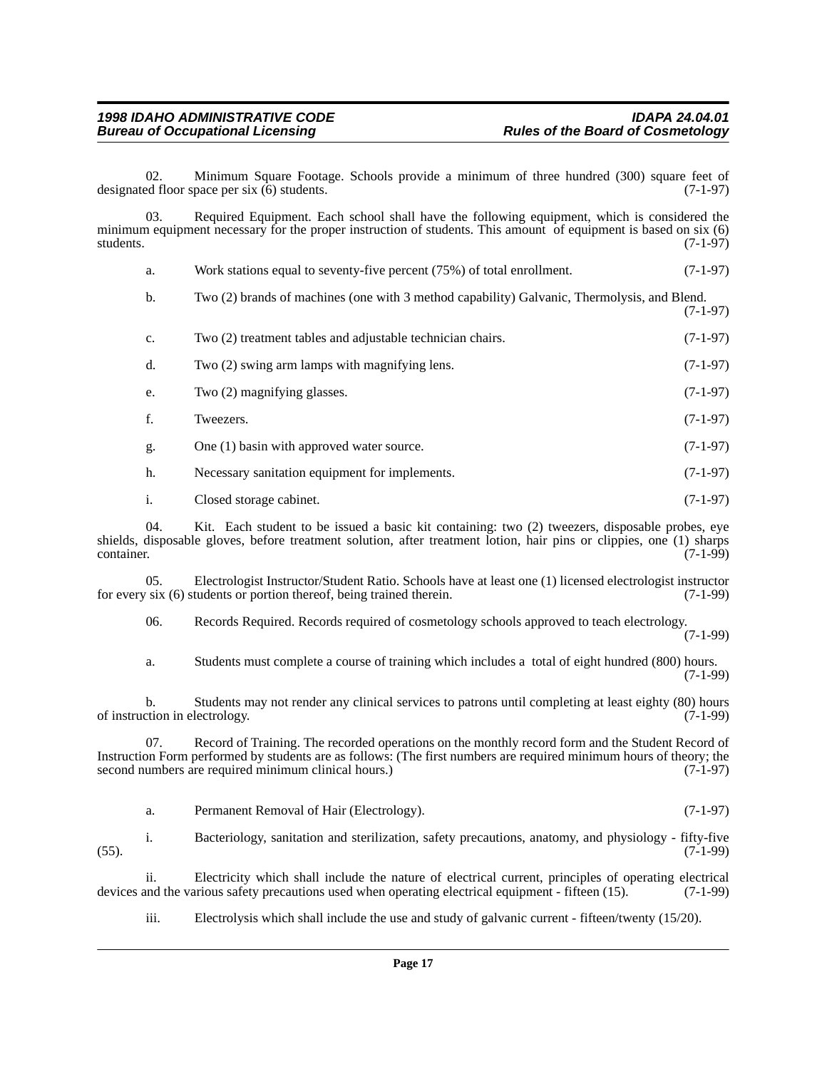02. Minimum Square Footage. Schools provide a minimum of three hundred (300) square feet of designated floor space per six (6) students. (7-1-97)

03. Required Equipment. Each school shall have the following equipment, which is considered the minimum equipment necessary for the proper instruction of students. This amount of equipment is based on six (6) students. (7-1-97)

a. Work stations equal to seventy-five percent (75%) of total enrollment. (7-1-97)

b. Two (2) brands of machines (one with 3 method capability) Galvanic, Thermolysis, and Blend. (7-1-97)

c. Two (2) treatment tables and adjustable technician chairs. (7-1-97)

d. Two (2) swing arm lamps with magnifying lens. (7-1-97)

e. Two (2) magnifying glasses. (7-1-97)

f. Tweezers. (7-1-97)

g. One (1) basin with approved water source. (7-1-97)

h. Necessary sanitation equipment for implements. (7-1-97)

i. Closed storage cabinet. (7-1-97)

04. Kit. Each student to be issued a basic kit containing: two (2) tweezers, disposable probes, eye shields, disposable gloves, before treatment solution, after treatment lotion, hair pins or clippies, one (1) sharps container. (7-1-99)

05. Electrologist Instructor/Student Ratio. Schools have at least one (1) licensed electrologist instructor for every six (6) students or portion thereof, being trained therein. (7-1-99)

06. Records Required. Records required of cosmetology schools approved to teach electrology. (7-1-99)

a. Students must complete a course of training which includes a total of eight hundred (800) hours. (7-1-99)

b. Students may not render any clinical services to patrons until completing at least eighty (80) hours of instruction in electrology. (7-1-99)

07. Record of Training. The recorded operations on the monthly record form and the Student Record of Instruction Form performed by students are as follows: (The first numbers are required minimum hours of theory; the second numbers are required minimum clinical hours.) (7-1-97)

a. Permanent Removal of Hair (Electrology). (7-1-97)

i. Bacteriology, sanitation and sterilization, safety precautions, anatomy, and physiology - fifty-five (55). (7-1-99)

ii. Electricity which shall include the nature of electrical current, principles of operating electrical devices and the various safety precautions used when operating electrical equipment - fifteen (15). (7-1-99)

iii. Electrolysis which shall include the use and study of galvanic current - fifteen/twenty (15/20).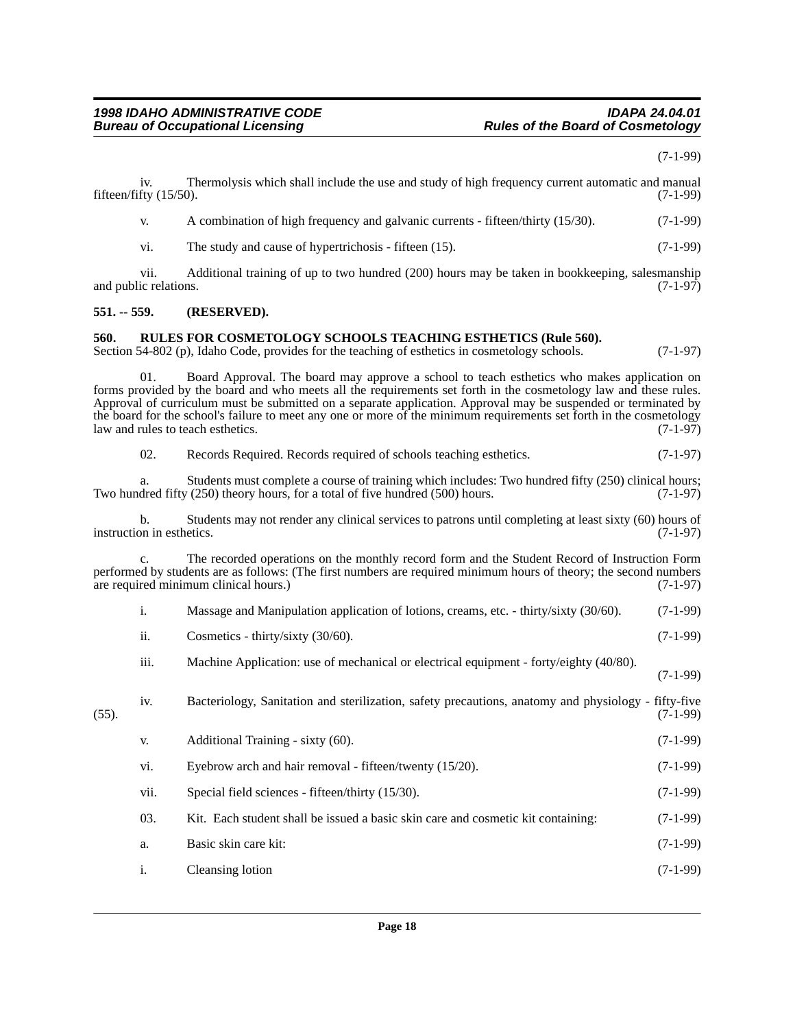(7-1-99)

iv. Thermolysis which shall include the use and study of high frequency current automatic and manual fifteen/fifty (15/50). (7-1-99)

v. A combination of high frequency and galvanic currents - fifteen/thirty (15/30). (7-1-99)

vi. The study and cause of hypertrichosis - fifteen (15). (7-1-99)

vii. Additional training of up to two hundred (200) hours may be taken in bookkeeping, salesmanship and public relations. (7-1-97)

**551. -- 559. (RESERVED).**

**560. RULES FOR COSMETOLOGY SCHOOLS TEACHING ESTHETICS (Rule 560).**

Section 54-802 (p), Idaho Code, provides for the teaching of esthetics in cosmetology schools. (7-1-97)

01. Board Approval. The board may approve a school to teach esthetics who makes application on forms provided by the board and who meets all the requirements set forth in the cosmetology law and these rules. Approval of curriculum must be submitted on a separate application. Approval may be suspended or terminated by the board for the school's failure to meet any one or more of the minimum requirements set forth in the cosmetology law and rules to teach esthetics. (7-1-97)

02. Records Required. Records required of schools teaching esthetics. (7-1-97)

a. Students must complete a course of training which includes: Two hundred fifty (250) clinical hours; Two hundred fifty (250) theory hours, for a total of five hundred (500) hours. (7-1-97)

b. Students may not render any clinical services to patrons until completing at least sixty (60) hours of instruction in esthetics. (7-1-97)

c. The recorded operations on the monthly record form and the Student Record of Instruction Form performed by students are as follows: (The first numbers are required minimum hours of theory; the second numbers are required minimum clinical hours.) (7-1-97)

i. Massage and Manipulation application of lotions, creams, etc. - thirty/sixty (30/60). (7-1-99)

ii. Cosmetics - thirty/sixty (30/60). (7-1-99)

iii. Machine Application: use of mechanical or electrical equipment - forty/eighty (40/80). (7-1-99)

iv. Bacteriology, Sanitation and sterilization, safety precautions, anatomy and physiology - fifty-five (55). (7-1-99)

v. Additional Training - sixty (60). (7-1-99)

vi. Eyebrow arch and hair removal - fifteen/twenty (15/20). (7-1-99)

vii. Special field sciences - fifteen/thirty (15/30). (7-1-99)

03. Kit. Each student shall be issued a basic skin care and cosmetic kit containing: (7-1-99)

a. Basic skin care kit: (7-1-99)

i. Cleansing lotion (7-1-99)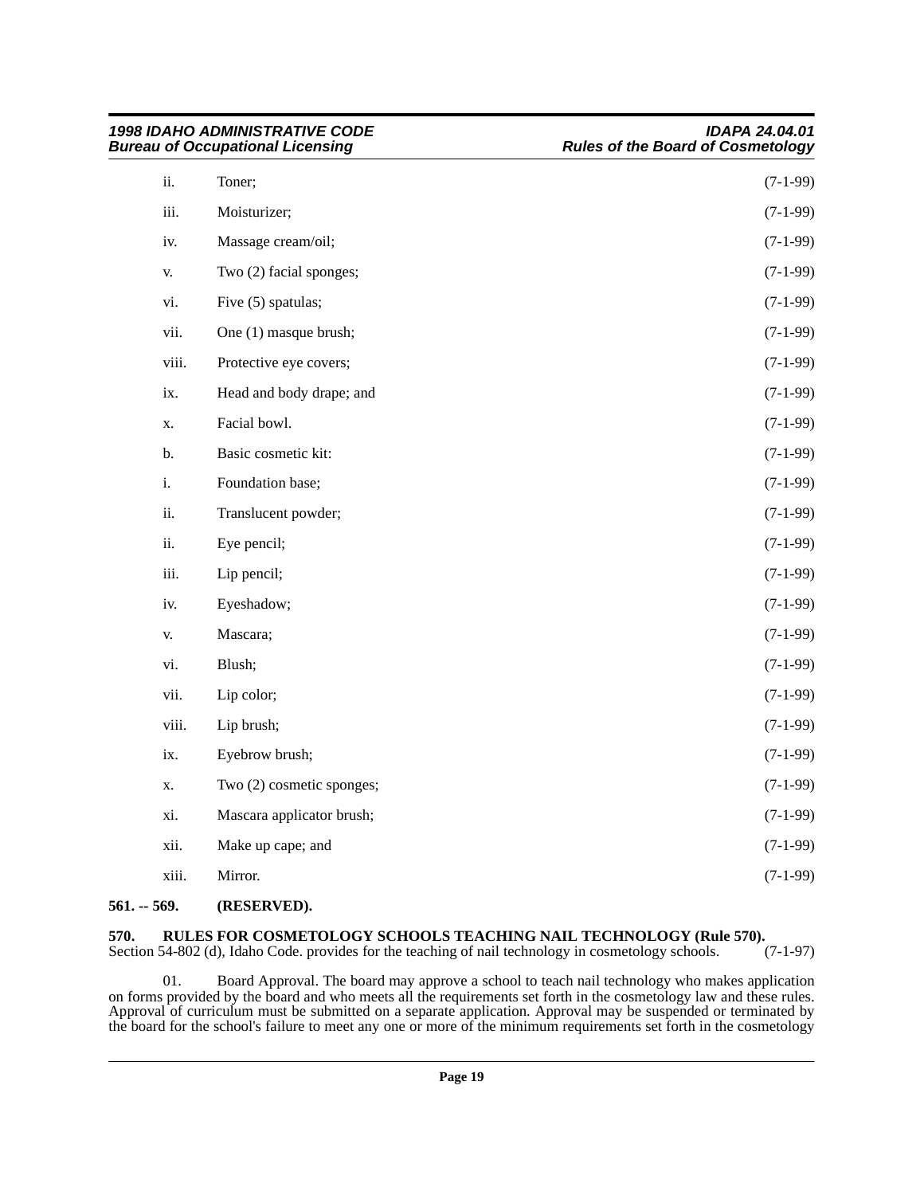ii. Toner; (7-1-99)

iii. Moisturizer; (7-1-99)

iv. Massage cream/oil; (7-1-99)

v. Two (2) facial sponges; (7-1-99)

vi. Five (5) spatulas; (7-1-99)

vii. One (1) masque brush; (7-1-99)

viii. Protective eye covers; (7-1-99)

ix. Head and body drape; and (7-1-99)

x. Facial bowl. (7-1-99)

b. Basic cosmetic kit: (7-1-99)

i. Foundation base; (7-1-99)

ii. Translucent powder; (7-1-99)

ii. Eye pencil; (7-1-99)

iii. Lip pencil; (7-1-99)

iv. Eyeshadow; (7-1-99)

v. Mascara; (7-1-99)

vi. Blush; (7-1-99)

vii. Lip color; (7-1-99)

viii. Lip brush; (7-1-99)

ix. Eyebrow brush; (7-1-99)

x. Two (2) cosmetic sponges; (7-1-99)

xi. Mascara applicator brush; (7-1-99)

xii. Make up cape; and (7-1-99)

xiii. Mirror. (7-1-99)

**561. -- 569. (RESERVED).**

**570. RULES FOR COSMETOLOGY SCHOOLS TEACHING NAIL TECHNOLOGY (Rule 570).**
Section 54-802 (d), Idaho Code. provides for the teaching of nail technology in cosmetology schools. (7-1-97)

01. Board Approval. The board may approve a school to teach nail technology who makes application on forms provided by the board and who meets all the requirements set forth in the cosmetology law and these rules. Approval of curriculum must be submitted on a separate application. Approval may be suspended or terminated by the board for the school's failure to meet any one or more of the minimum requirements set forth in the cosmetology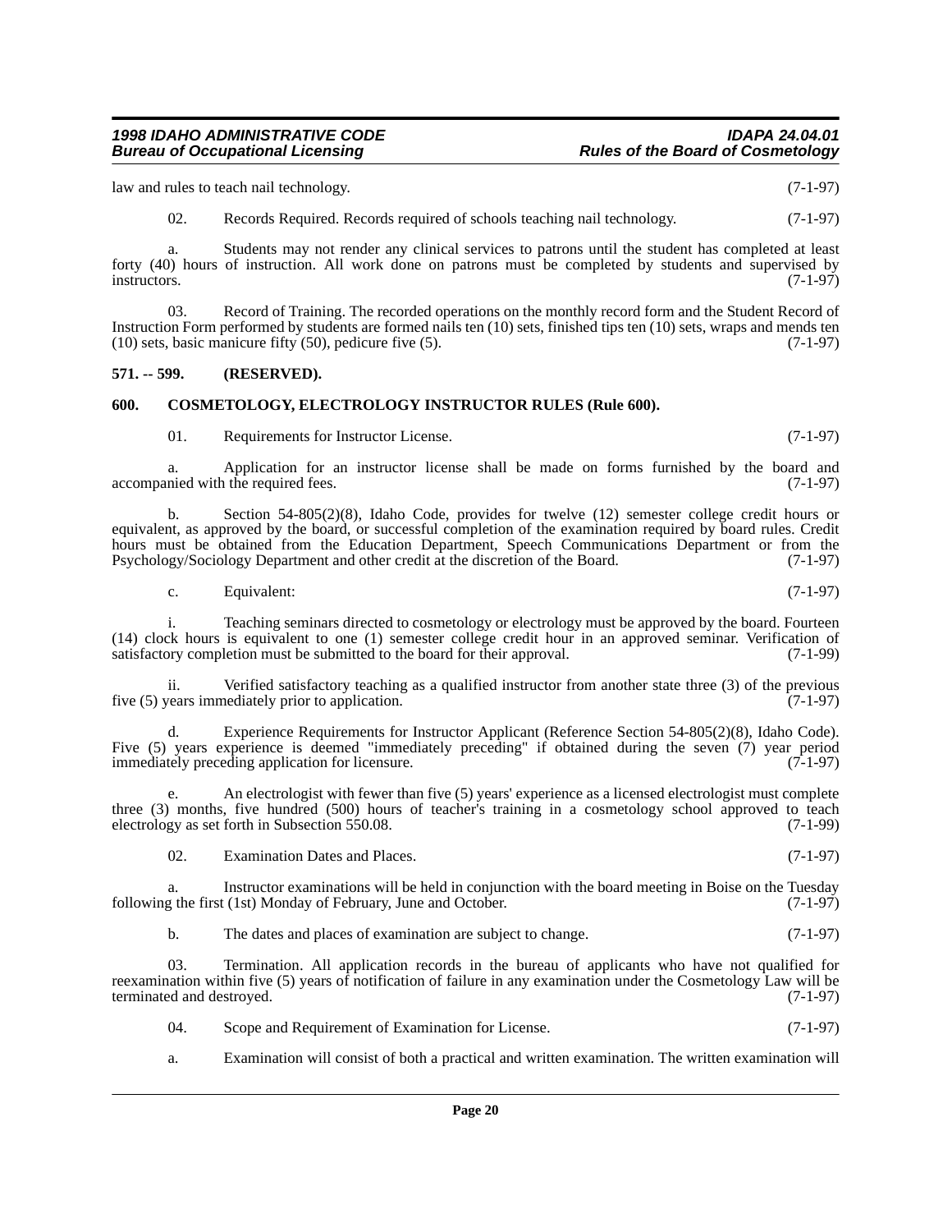law and rules to teach nail technology. (7-1-97)

02. Records Required. Records required of schools teaching nail technology. (7-1-97)

a. Students may not render any clinical services to patrons until the student has completed at least forty (40) hours of instruction. All work done on patrons must be completed by students and supervised by instructors. (7-1-97)

03. Record of Training. The recorded operations on the monthly record form and the Student Record of Instruction Form performed by students are formed nails ten (10) sets, finished tips ten (10) sets, wraps and mends ten (10) sets, basic manicure fifty (50), pedicure five (5). (7-1-97)

**571. -- 599. (RESERVED).**

**600. COSMETOLOGY, ELECTROLOGY INSTRUCTOR RULES (Rule 600).**

01. Requirements for Instructor License. (7-1-97)

a. Application for an instructor license shall be made on forms furnished by the board and accompanied with the required fees. (7-1-97)

b. Section 54-805(2)(8), Idaho Code, provides for twelve (12) semester college credit hours or equivalent, as approved by the board, or successful completion of the examination required by board rules. Credit hours must be obtained from the Education Department, Speech Communications Department or from the Psychology/Sociology Department and other credit at the discretion of the Board. (7-1-97)

c. Equivalent: (7-1-97)

i. Teaching seminars directed to cosmetology or electrology must be approved by the board. Fourteen (14) clock hours is equivalent to one (1) semester college credit hour in an approved seminar. Verification of satisfactory completion must be submitted to the board for their approval. (7-1-99)

ii. Verified satisfactory teaching as a qualified instructor from another state three (3) of the previous five (5) years immediately prior to application. (7-1-97)

d. Experience Requirements for Instructor Applicant (Reference Section 54-805(2)(8), Idaho Code). Five (5) years experience is deemed "immediately preceding" if obtained during the seven (7) year period immediately preceding application for licensure. (7-1-97)

e. An electrologist with fewer than five (5) years' experience as a licensed electrologist must complete three (3) months, five hundred (500) hours of teacher's training in a cosmetology school approved to teach electrology as set forth in Subsection 550.08. (7-1-99)

02. Examination Dates and Places. (7-1-97)

a. Instructor examinations will be held in conjunction with the board meeting in Boise on the Tuesday following the first (1st) Monday of February, June and October. (7-1-97)

b. The dates and places of examination are subject to change. (7-1-97)

03. Termination. All application records in the bureau of applicants who have not qualified for reexamination within five (5) years of notification of failure in any examination under the Cosmetology Law will be terminated and destroyed. (7-1-97)

04. Scope and Requirement of Examination for License. (7-1-97)

a. Examination will consist of both a practical and written examination. The written examination will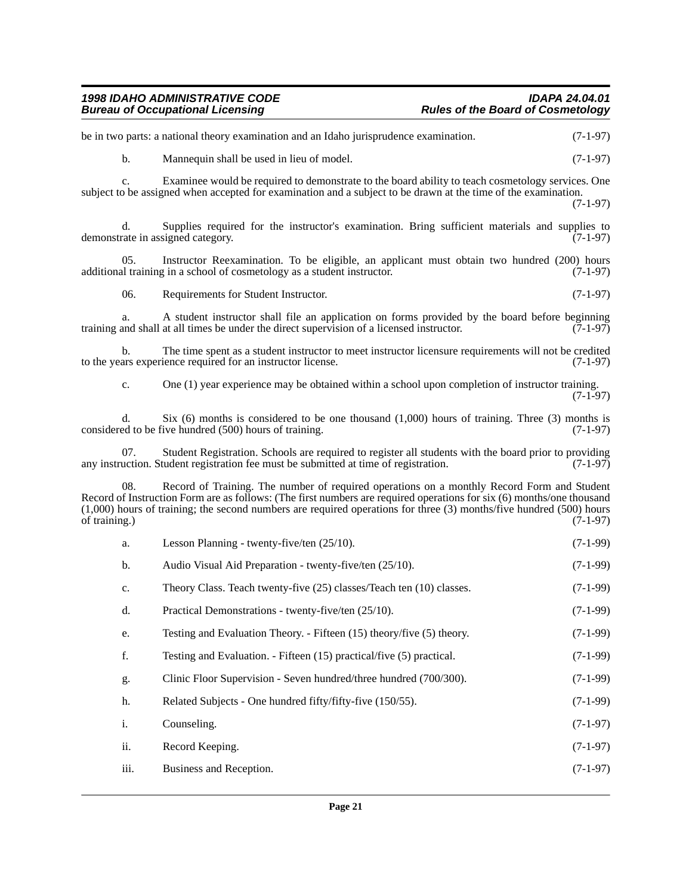be in two parts: a national theory examination and an Idaho jurisprudence examination. (7-1-97)

b. Mannequin shall be used in lieu of model. (7-1-97)

c. Examinee would be required to demonstrate to the board ability to teach cosmetology services. One subject to be assigned when accepted for examination and a subject to be drawn at the time of the examination. (7-1-97)

d. Supplies required for the instructor's examination. Bring sufficient materials and supplies to demonstrate in assigned category. (7-1-97)

05. Instructor Reexamination. To be eligible, an applicant must obtain two hundred (200) hours additional training in a school of cosmetology as a student instructor. (7-1-97)

06. Requirements for Student Instructor. (7-1-97)

a. A student instructor shall file an application on forms provided by the board before beginning training and shall at all times be under the direct supervision of a licensed instructor. (7-1-97)

b. The time spent as a student instructor to meet instructor licensure requirements will not be credited to the years experience required for an instructor license. (7-1-97)

c. One (1) year experience may be obtained within a school upon completion of instructor training. (7-1-97)

d. Six (6) months is considered to be one thousand (1,000) hours of training. Three (3) months is considered to be five hundred (500) hours of training. (7-1-97)

07. Student Registration. Schools are required to register all students with the board prior to providing any instruction. Student registration fee must be submitted at time of registration. (7-1-97)

08. Record of Training. The number of required operations on a monthly Record Form and Student Record of Instruction Form are as follows: (The first numbers are required operations for six (6) months/one thousand (1,000) hours of training; the second numbers are required operations for three (3) months/five hundred (500) hours of training.) (7-1-97)

a. Lesson Planning - twenty-five/ten (25/10). (7-1-99)

b. Audio Visual Aid Preparation - twenty-five/ten (25/10). (7-1-99)

c. Theory Class. Teach twenty-five (25) classes/Teach ten (10) classes. (7-1-99)

d. Practical Demonstrations - twenty-five/ten (25/10). (7-1-99)

e. Testing and Evaluation Theory. - Fifteen (15) theory/five (5) theory. (7-1-99)

f. Testing and Evaluation. - Fifteen (15) practical/five (5) practical. (7-1-99)

g. Clinic Floor Supervision - Seven hundred/three hundred (700/300). (7-1-99)

h. Related Subjects - One hundred fifty/fifty-five (150/55). (7-1-99)

i. Counseling. (7-1-97)

ii. Record Keeping. (7-1-97)

iii. Business and Reception. (7-1-97)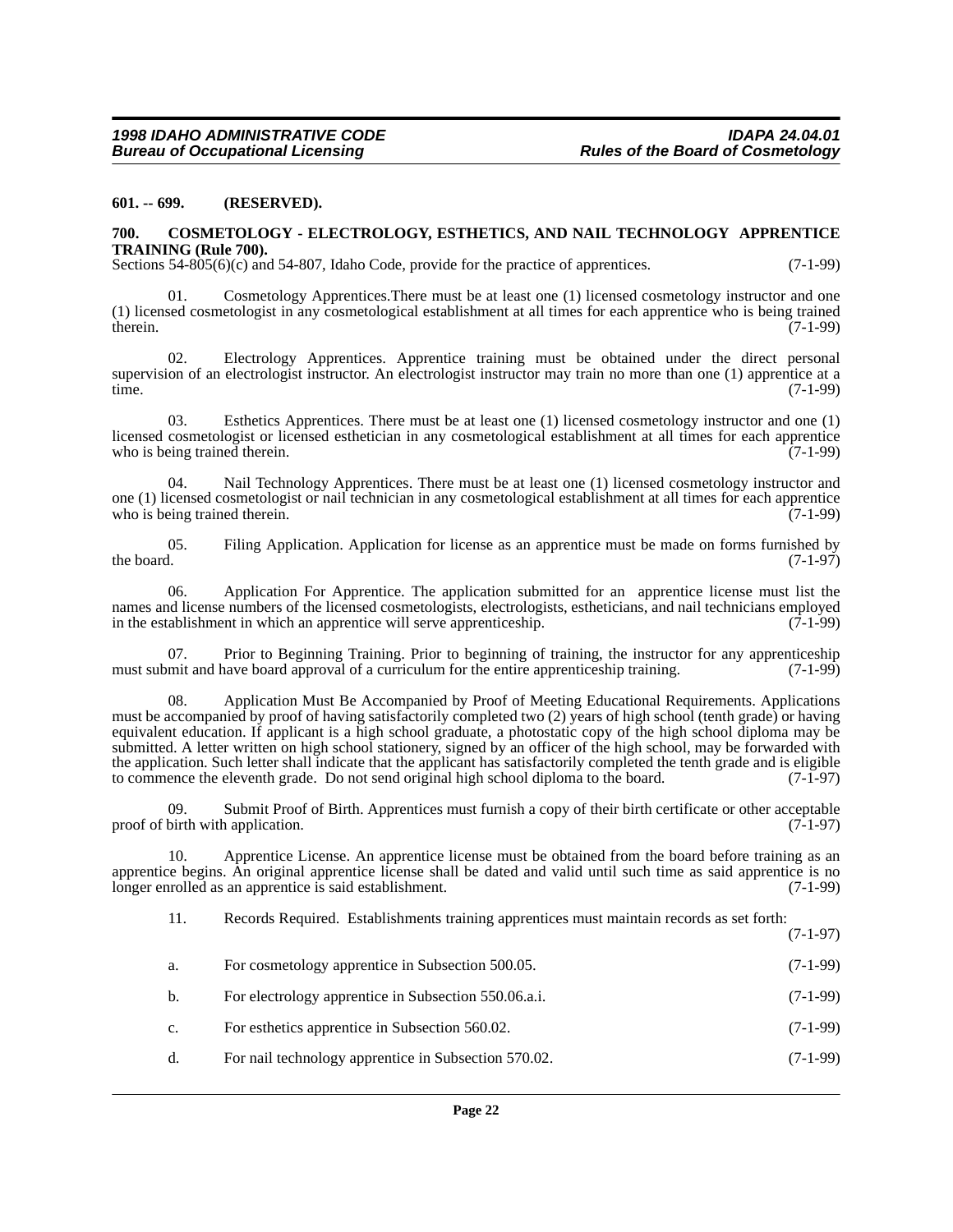**601. -- 699. (RESERVED).**

**700. COSMETOLOGY - ELECTROLOGY, ESTHETICS, AND NAIL TECHNOLOGY APPRENTICE TRAINING (Rule 700).**

Sections 54-805(6)(c) and 54-807, Idaho Code, provide for the practice of apprentices. (7-1-99)

01. Cosmetology Apprentices.There must be at least one (1) licensed cosmetology instructor and one (1) licensed cosmetologist in any cosmetological establishment at all times for each apprentice who is being trained therein. (7-1-99)

02. Electrology Apprentices. Apprentice training must be obtained under the direct personal supervision of an electrologist instructor. An electrologist instructor may train no more than one (1) apprentice at a time. (7-1-99)

03. Esthetics Apprentices. There must be at least one (1) licensed cosmetology instructor and one (1) licensed cosmetologist or licensed esthetician in any cosmetological establishment at all times for each apprentice who is being trained therein. (7-1-99)

04. Nail Technology Apprentices. There must be at least one (1) licensed cosmetology instructor and one (1) licensed cosmetologist or nail technician in any cosmetological establishment at all times for each apprentice who is being trained therein. (7-1-99)

05. Filing Application. Application for license as an apprentice must be made on forms furnished by the board. (7-1-97)

06. Application For Apprentice. The application submitted for an apprentice license must list the names and license numbers of the licensed cosmetologists, electrologists, estheticians, and nail technicians employed in the establishment in which an apprentice will serve apprenticeship. (7-1-99)

07. Prior to Beginning Training. Prior to beginning of training, the instructor for any apprenticeship must submit and have board approval of a curriculum for the entire apprenticeship training. (7-1-99)

08. Application Must Be Accompanied by Proof of Meeting Educational Requirements. Applications must be accompanied by proof of having satisfactorily completed two (2) years of high school (tenth grade) or having equivalent education. If applicant is a high school graduate, a photostatic copy of the high school diploma may be submitted. A letter written on high school stationery, signed by an officer of the high school, may be forwarded with the application. Such letter shall indicate that the applicant has satisfactorily completed the tenth grade and is eligible to commence the eleventh grade. Do not send original high school diploma to the board. (7-1-97)

09. Submit Proof of Birth. Apprentices must furnish a copy of their birth certificate or other acceptable proof of birth with application. (7-1-97)

10. Apprentice License. An apprentice license must be obtained from the board before training as an apprentice begins. An original apprentice license shall be dated and valid until such time as said apprentice is no longer enrolled as an apprentice is said establishment. (7-1-99)

11. Records Required. Establishments training apprentices must maintain records as set forth: (7-1-97)

a. For cosmetology apprentice in Subsection 500.05. (7-1-99)

b. For electrology apprentice in Subsection 550.06.a.i. (7-1-99)

c. For esthetics apprentice in Subsection 560.02. (7-1-99)

d. For nail technology apprentice in Subsection 570.02. (7-1-99)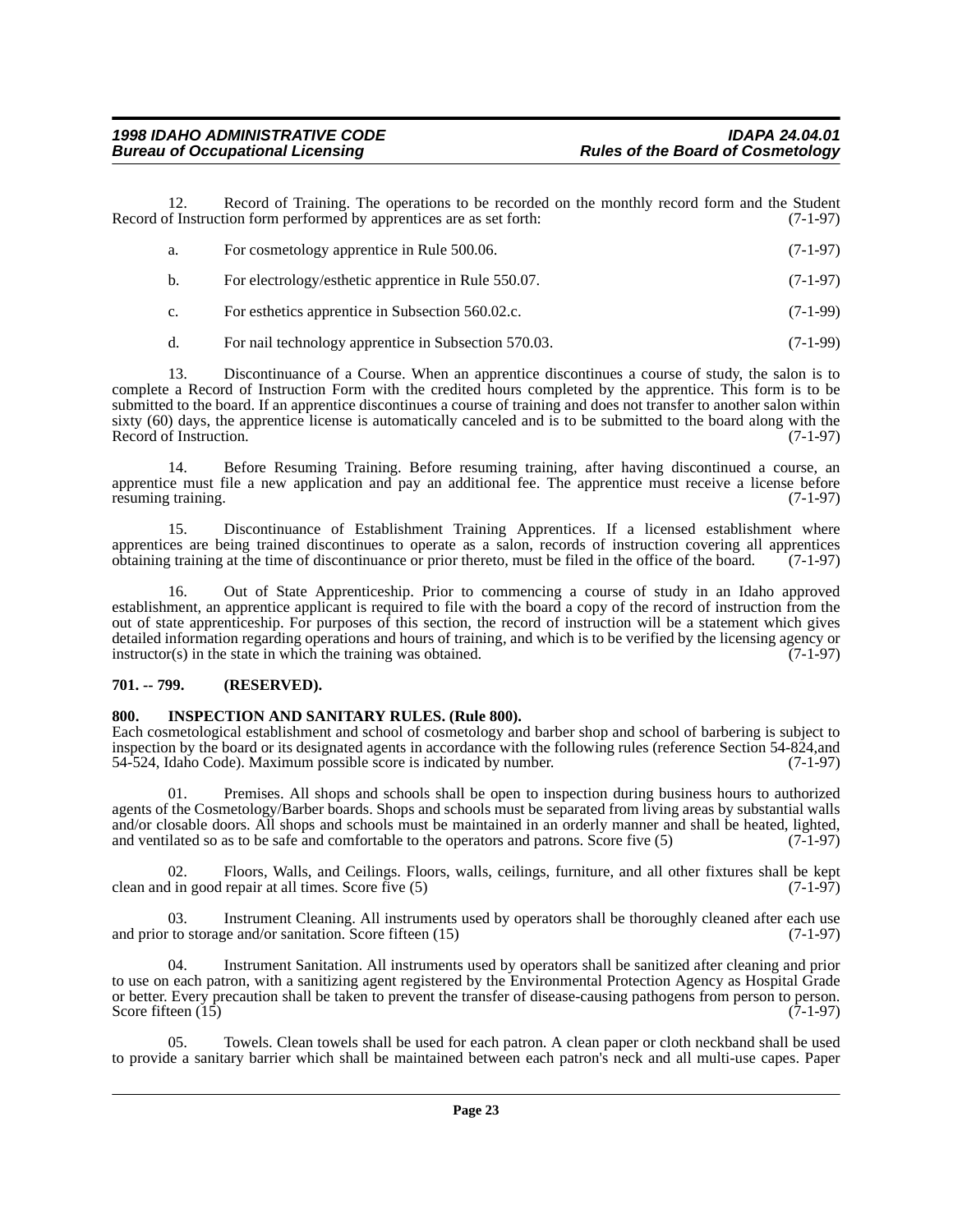12. Record of Training. The operations to be recorded on the monthly record form and the Student Record of Instruction form performed by apprentices are as set forth: (7-1-97)

a. For cosmetology apprentice in Rule 500.06. (7-1-97)

b. For electrology/esthetic apprentice in Rule 550.07. (7-1-97)

c. For esthetics apprentice in Subsection 560.02.c. (7-1-99)

d. For nail technology apprentice in Subsection 570.03. (7-1-99)

13. Discontinuance of a Course. When an apprentice discontinues a course of study, the salon is to complete a Record of Instruction Form with the credited hours completed by the apprentice. This form is to be submitted to the board. If an apprentice discontinues a course of training and does not transfer to another salon within sixty (60) days, the apprentice license is automatically canceled and is to be submitted to the board along with the Record of Instruction. (7-1-97)

14. Before Resuming Training. Before resuming training, after having discontinued a course, an apprentice must file a new application and pay an additional fee. The apprentice must receive a license before resuming training. (7-1-97)

15. Discontinuance of Establishment Training Apprentices. If a licensed establishment where apprentices are being trained discontinues to operate as a salon, records of instruction covering all apprentices obtaining training at the time of discontinuance or prior thereto, must be filed in the office of the board. (7-1-97)

16. Out of State Apprenticeship. Prior to commencing a course of study in an Idaho approved establishment, an apprentice applicant is required to file with the board a copy of the record of instruction from the out of state apprenticeship. For purposes of this section, the record of instruction will be a statement which gives detailed information regarding operations and hours of training, and which is to be verified by the licensing agency or instructor(s) in the state in which the training was obtained. (7-1-97)

## 701. -- 799. (RESERVED).

## 800. INSPECTION AND SANITARY RULES. (Rule 800).

Each cosmetological establishment and school of cosmetology and barber shop and school of barbering is subject to inspection by the board or its designated agents in accordance with the following rules (reference Section 54-824,and 54-524, Idaho Code). Maximum possible score is indicated by number. (7-1-97)

01. Premises. All shops and schools shall be open to inspection during business hours to authorized agents of the Cosmetology/Barber boards. Shops and schools must be separated from living areas by substantial walls and/or closable doors. All shops and schools must be maintained in an orderly manner and shall be heated, lighted, and ventilated so as to be safe and comfortable to the operators and patrons. Score five (5) (7-1-97)

02. Floors, Walls, and Ceilings. Floors, walls, ceilings, furniture, and all other fixtures shall be kept clean and in good repair at all times. Score five (5) (7-1-97)

03. Instrument Cleaning. All instruments used by operators shall be thoroughly cleaned after each use and prior to storage and/or sanitation. Score fifteen (15) (7-1-97)

04. Instrument Sanitation. All instruments used by operators shall be sanitized after cleaning and prior to use on each patron, with a sanitizing agent registered by the Environmental Protection Agency as Hospital Grade or better. Every precaution shall be taken to prevent the transfer of disease-causing pathogens from person to person. Score fifteen (15) (7-1-97)

05. Towels. Clean towels shall be used for each patron. A clean paper or cloth neckband shall be used to provide a sanitary barrier which shall be maintained between each patron's neck and all multi-use capes. Paper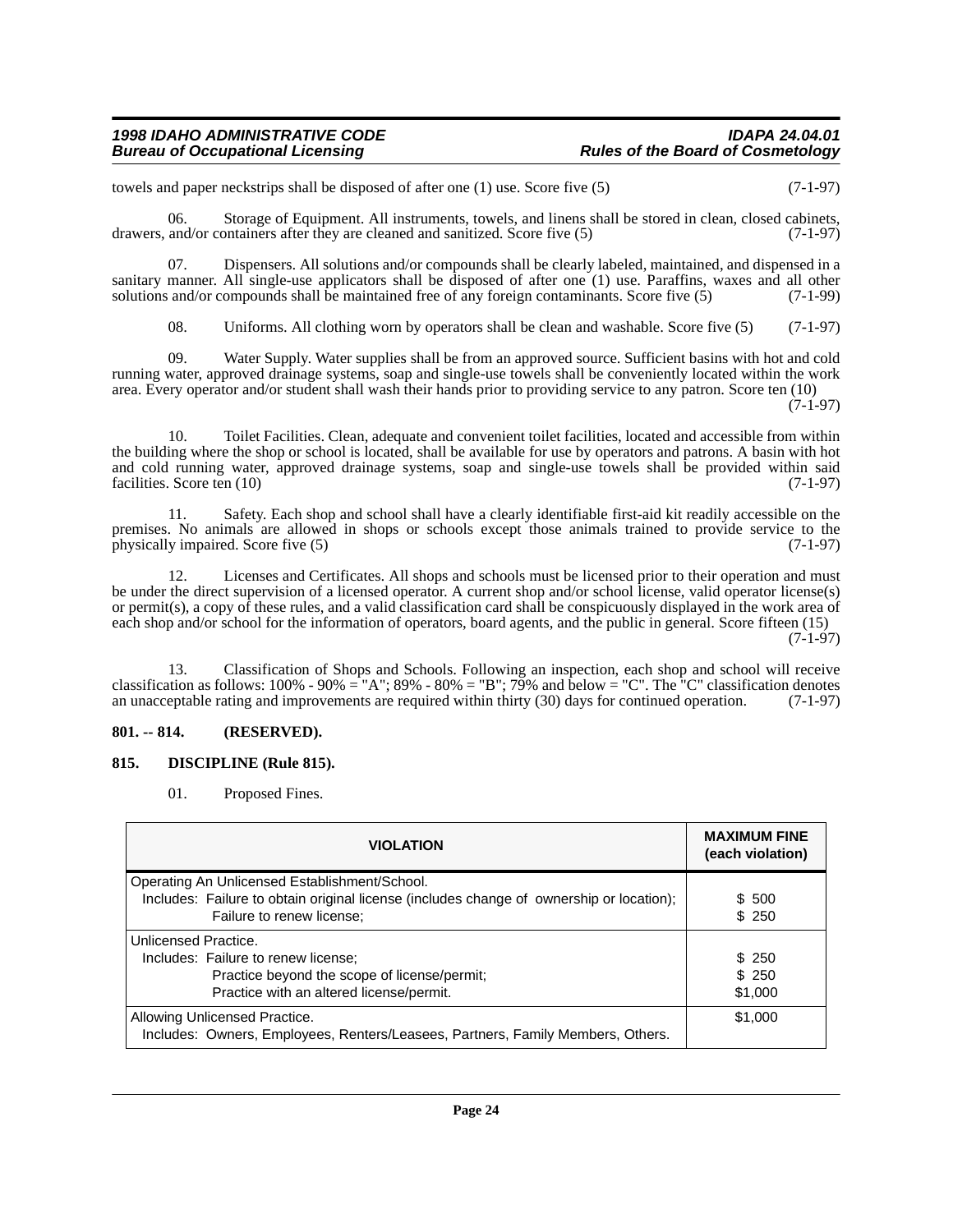towels and paper neckstrips shall be disposed of after one (1) use. Score five (5) (7-1-97)

06. Storage of Equipment. All instruments, towels, and linens shall be stored in clean, closed cabinets, drawers, and/or containers after they are cleaned and sanitized. Score five (5) (7-1-97)

07. Dispensers. All solutions and/or compounds shall be clearly labeled, maintained, and dispensed in a sanitary manner. All single-use applicators shall be disposed of after one (1) use. Paraffins, waxes and all other solutions and/or compounds shall be maintained free of any foreign contaminants. Score five (5) (7-1-99)

08. Uniforms. All clothing worn by operators shall be clean and washable. Score five (5) (7-1-97)

09. Water Supply. Water supplies shall be from an approved source. Sufficient basins with hot and cold running water, approved drainage systems, soap and single-use towels shall be conveniently located within the work area. Every operator and/or student shall wash their hands prior to providing service to any patron. Score ten (10) (7-1-97)

10. Toilet Facilities. Clean, adequate and convenient toilet facilities, located and accessible from within the building where the shop or school is located, shall be available for use by operators and patrons. A basin with hot and cold running water, approved drainage systems, soap and single-use towels shall be provided within said facilities. Score ten (10) (7-1-97)

11. Safety. Each shop and school shall have a clearly identifiable first-aid kit readily accessible on the premises. No animals are allowed in shops or schools except those animals trained to provide service to the physically impaired. Score five (5) (7-1-97)

12. Licenses and Certificates. All shops and schools must be licensed prior to their operation and must be under the direct supervision of a licensed operator. A current shop and/or school license, valid operator license(s) or permit(s), a copy of these rules, and a valid classification card shall be conspicuously displayed in the work area of each shop and/or school for the information of operators, board agents, and the public in general. Score fifteen (15) (7-1-97)

13. Classification of Shops and Schools. Following an inspection, each shop and school will receive classification as follows: 100% - 90% = "A"; 89% - 80% = "B"; 79% and below = "C". The "C" classification denotes an unacceptable rating and improvements are required within thirty (30) days for continued operation. (7-1-97)

**801. -- 814. (RESERVED).**

**815. DISCIPLINE (Rule 815).**

01. Proposed Fines.

| VIOLATION | MAXIMUM FINE (each violation) |
|---|---|
| Operating An Unlicensed Establishment/School.<br>Includes: Failure to obtain original license (includes change of ownership or location);<br>Failure to renew license; | <br>$ 500<br>$ 250 |
| Unlicensed Practice.<br>Includes: Failure to renew license;<br>Practice beyond the scope of license/permit;<br>Practice with an altered license/permit. | <br>$ 250<br>$ 250<br>$1,000 |
| Allowing Unlicensed Practice.<br>Includes: Owners, Employees, Renters/Leasees, Partners, Family Members, Others. | $1,000 |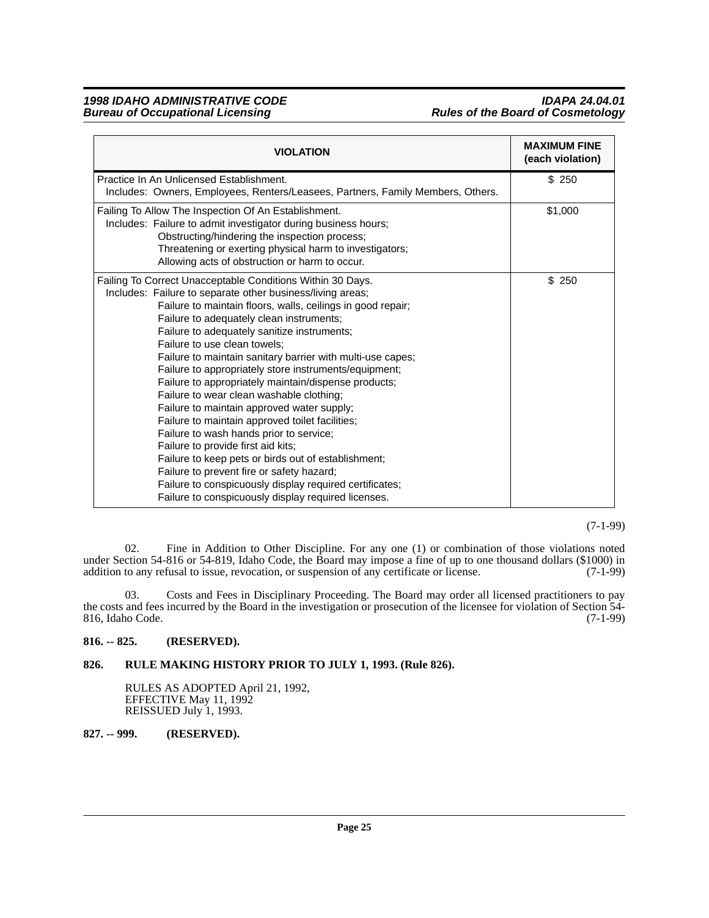| VIOLATION | MAXIMUM FINE (each violation) |
|---|---|
| Practice In An Unlicensed Establishment.<br>Includes: Owners, Employees, Renters/Leasees, Partners, Family Members, Others. | $ 250 |
| Failing To Allow The Inspection Of An Establishment.<br>Includes: Failure to admit investigator during business hours;<br>Obstructing/hindering the inspection process;<br>Threatening or exerting physical harm to investigators;<br>Allowing acts of obstruction or harm to occur. | $1,000 |
| Failing To Correct Unacceptable Conditions Within 30 Days.<br>Includes: Failure to separate other business/living areas;<br>Failure to maintain floors, walls, ceilings in good repair;<br>Failure to adequately clean instruments;<br>Failure to adequately sanitize instruments;<br>Failure to use clean towels;<br>Failure to maintain sanitary barrier with multi-use capes;<br>Failure to appropriately store instruments/equipment;<br>Failure to appropriately maintain/dispense products;<br>Failure to wear clean washable clothing;<br>Failure to maintain approved water supply;<br>Failure to maintain approved toilet facilities;<br>Failure to wash hands prior to service;<br>Failure to provide first aid kits;<br>Failure to keep pets or birds out of establishment;<br>Failure to prevent fire or safety hazard;<br>Failure to conspicuously display required certificates;<br>Failure to conspicuously display required licenses. | $ 250 |

(7-1-99)

02. Fine in Addition to Other Discipline. For any one (1) or combination of those violations noted under Section 54-816 or 54-819, Idaho Code, the Board may impose a fine of up to one thousand dollars ($1000) in addition to any refusal to issue, revocation, or suspension of any certificate or license. (7-1-99)

03. Costs and Fees in Disciplinary Proceeding. The Board may order all licensed practitioners to pay the costs and fees incurred by the Board in the investigation or prosecution of the licensee for violation of Section 54-816, Idaho Code. (7-1-99)

**816. -- 825. (RESERVED).**

**826. RULE MAKING HISTORY PRIOR TO JULY 1, 1993. (Rule 826).**

RULES AS ADOPTED April 21, 1992,
EFFECTIVE May 11, 1992
REISSUED July 1, 1993.

**827. -- 999. (RESERVED).**